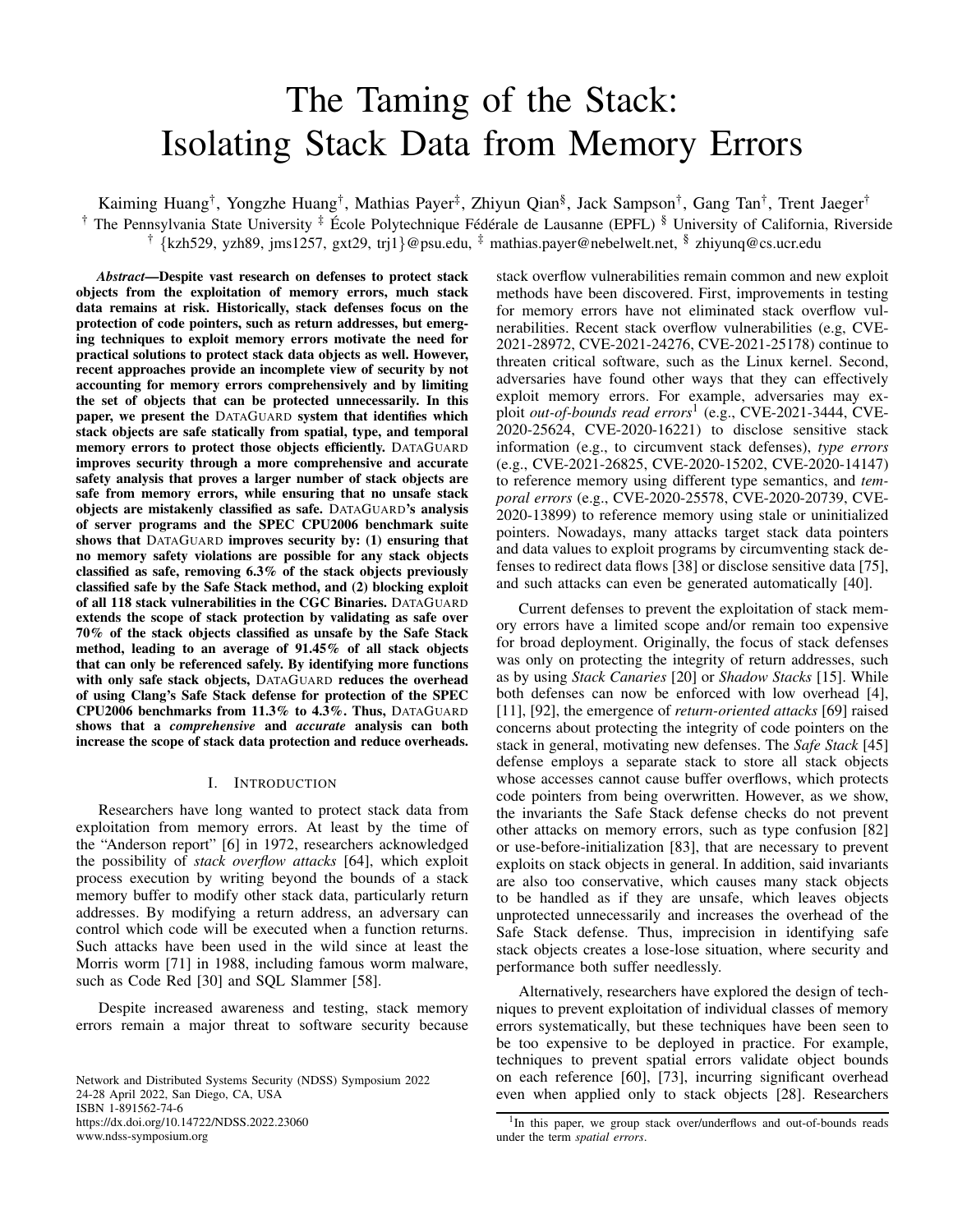# The Taming of the Stack: Isolating Stack Data from Memory Errors

Kaiming Huang[†], Yongzhe Huang[†], Mathias Payer[‡], Zhiyun Qian[§], Jack Sampson[†], Gang Tan[†], Trent Jaeger[†]

[†] The Pennsylvania State University [‡] École Polytechnique Fédérale de Lausanne (EPFL) [§] University of California, Riverside

[†] {kzh529, yzh89, jms1257, gxt29, trj1}@psu.edu, [‡] mathias.payer@nebelwelt.net, [§] zhiyunq@cs.ucr.edu

***Abstract*—Despite vast research on defenses to protect stack objects from the exploitation of memory errors, much stack data remains at risk. Historically, stack defenses focus on the protection of code pointers, such as return addresses, but emerging techniques to exploit memory errors motivate the need for practical solutions to protect stack data objects as well. However, recent approaches provide an incomplete view of security by not accounting for memory errors comprehensively and by limiting the set of objects that can be protected unnecessarily. In this paper, we present the DATAGUARD system that identifies which stack objects are safe statically from spatial, type, and temporal memory errors to protect those objects efficiently. DATAGUARD improves security through a more comprehensive and accurate safety analysis that proves a larger number of stack objects are safe from memory errors, while ensuring that no unsafe stack objects are mistakenly classified as safe. DATAGUARD's analysis of server programs and the SPEC CPU2006 benchmark suite shows that DATAGUARD improves security by: (1) ensuring that no memory safety violations are possible for any stack objects classified as safe, removing 6.3% of the stack objects previously classified safe by the Safe Stack method, and (2) blocking exploit of all 118 stack vulnerabilities in the CGC Binaries. DATAGUARD extends the scope of stack protection by validating as safe over 70% of the stack objects classified as unsafe by the Safe Stack method, leading to an average of 91.45% of all stack objects that can only be referenced safely. By identifying more functions with only safe stack objects, DATAGUARD reduces the overhead of using Clang's Safe Stack defense for protection of the SPEC CPU2006 benchmarks from 11.3% to 4.3%. Thus, DATAGUARD shows that a *comprehensive* and *accurate* analysis can both increase the scope of stack data protection and reduce overheads.**

## I. INTRODUCTION

Researchers have long wanted to protect stack data from exploitation from memory errors. At least by the time of the "Anderson report" [6] in 1972, researchers acknowledged the possibility of *stack overflow attacks* [64], which exploit process execution by writing beyond the bounds of a stack memory buffer to modify other stack data, particularly return addresses. By modifying a return address, an adversary can control which code will be executed when a function returns. Such attacks have been used in the wild since at least the Morris worm [71] in 1988, including famous worm malware, such as Code Red [30] and SQL Slammer [58].

Despite increased awareness and testing, stack memory errors remain a major threat to software security because stack overflow vulnerabilities remain common and new exploit methods have been discovered. First, improvements in testing for memory errors have not eliminated stack overflow vulnerabilities. Recent stack overflow vulnerabilities (e.g, CVE-2021-28972, CVE-2021-24276, CVE-2021-25178) continue to threaten critical software, such as the Linux kernel. Second, adversaries have found other ways that they can effectively exploit memory errors. For example, adversaries may exploit *out-of-bounds read errors*[1] (e.g., CVE-2021-3444, CVE-2020-25624, CVE-2020-16221) to disclose sensitive stack information (e.g., to circumvent stack defenses), *type errors* (e.g., CVE-2021-26825, CVE-2020-15202, CVE-2020-14147) to reference memory using different type semantics, and *temporal errors* (e.g., CVE-2020-25578, CVE-2020-20739, CVE-2020-13899) to reference memory using stale or uninitialized pointers. Nowadays, many attacks target stack data pointers and data values to exploit programs by circumventing stack defenses to redirect data flows [38] or disclose sensitive data [75], and such attacks can even be generated automatically [40].

Current defenses to prevent the exploitation of stack memory errors have a limited scope and/or remain too expensive for broad deployment. Originally, the focus of stack defenses was only on protecting the integrity of return addresses, such as by using *Stack Canaries* [20] or *Shadow Stacks* [15]. While both defenses can now be enforced with low overhead [4], [11], [92], the emergence of *return-oriented attacks* [69] raised concerns about protecting the integrity of code pointers on the stack in general, motivating new defenses. The *Safe Stack* [45] defense employs a separate stack to store all stack objects whose accesses cannot cause buffer overflows, which protects code pointers from being overwritten. However, as we show, the invariants the Safe Stack defense checks do not prevent other attacks on memory errors, such as type confusion [82] or use-before-initialization [83], that are necessary to prevent exploits on stack objects in general. In addition, said invariants are also too conservative, which causes many stack objects to be handled as if they are unsafe, which leaves objects unprotected unnecessarily and increases the overhead of the Safe Stack defense. Thus, imprecision in identifying safe stack objects creates a lose-lose situation, where security and performance both suffer needlessly.

Alternatively, researchers have explored the design of techniques to prevent exploitation of individual classes of memory errors systematically, but these techniques have been seen to be too expensive to be deployed in practice. For example, techniques to prevent spatial errors validate object bounds on each reference [60], [73], incurring significant overhead even when applied only to stack objects [28]. Researchers

[1] In this paper, we group stack over/underflows and out-of-bounds reads under the term *spatial errors*.

Network and Distributed Systems Security (NDSS) Symposium 2022
24-28 April 2022, San Diego, CA, USA
ISBN 1-891562-74-6
https://dx.doi.org/10.14722/NDSS.2022.23060
www.ndss-symposium.org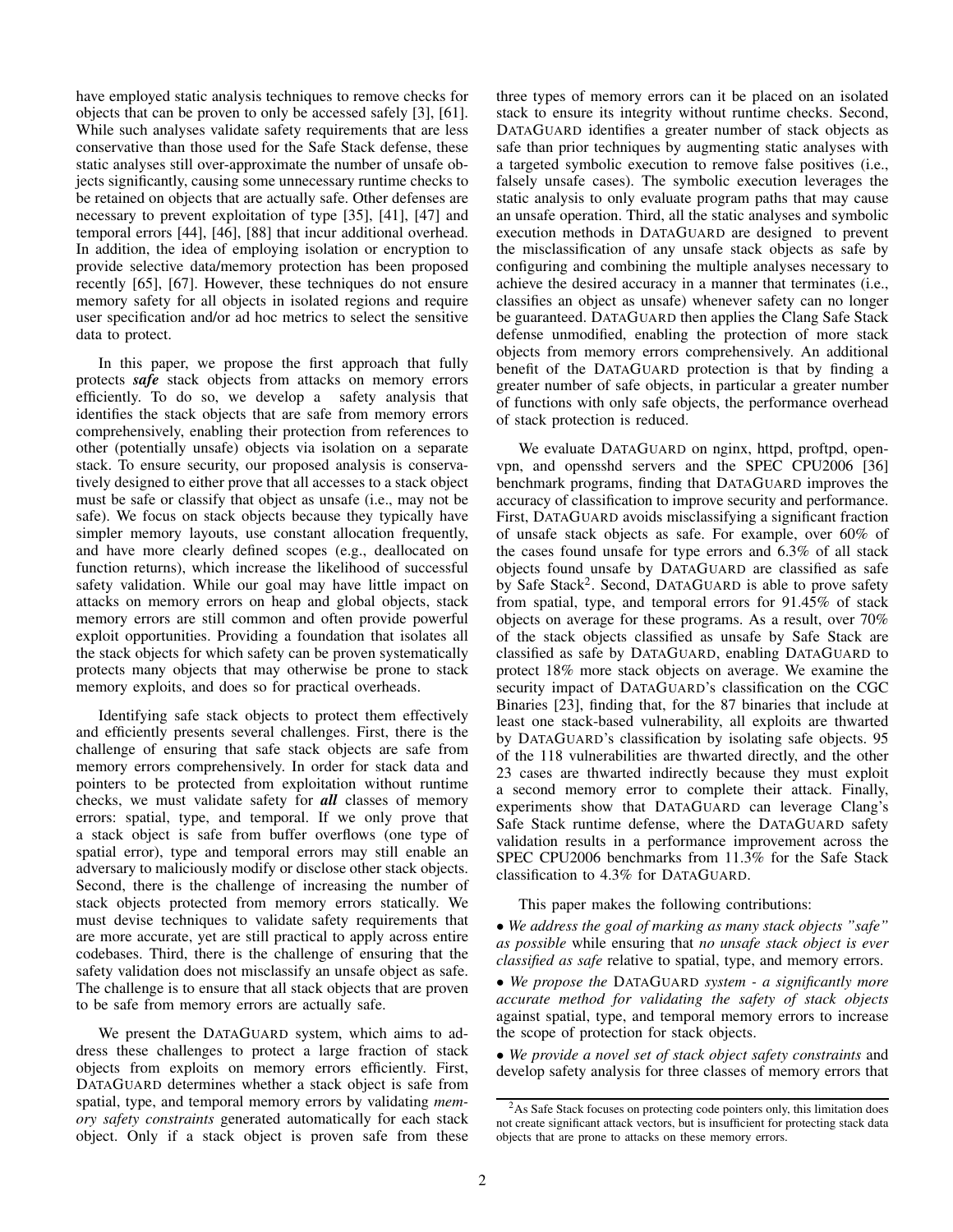have employed static analysis techniques to remove checks for objects that can be proven to only be accessed safely [3], [61]. While such analyses validate safety requirements that are less conservative than those used for the Safe Stack defense, these static analyses still over-approximate the number of unsafe objects significantly, causing some unnecessary runtime checks to be retained on objects that are actually safe. Other defenses are necessary to prevent exploitation of type [35], [41], [47] and temporal errors [44], [46], [88] that incur additional overhead. In addition, the idea of employing isolation or encryption to provide selective data/memory protection has been proposed recently [65], [67]. However, these techniques do not ensure memory safety for all objects in isolated regions and require user specification and/or ad hoc metrics to select the sensitive data to protect.

In this paper, we propose the first approach that fully protects ***safe*** stack objects from attacks on memory errors efficiently. To do so, we develop a safety analysis that identifies the stack objects that are safe from memory errors comprehensively, enabling their protection from references to other (potentially unsafe) objects via isolation on a separate stack. To ensure security, our proposed analysis is conservatively designed to either prove that all accesses to a stack object must be safe or classify that object as unsafe (i.e., may not be safe). We focus on stack objects because they typically have simpler memory layouts, use constant allocation frequently, and have more clearly defined scopes (e.g., deallocated on function returns), which increase the likelihood of successful safety validation. While our goal may have little impact on attacks on memory errors on heap and global objects, stack memory errors are still common and often provide powerful exploit opportunities. Providing a foundation that isolates all the stack objects for which safety can be proven systematically protects many objects that may otherwise be prone to stack memory exploits, and does so for practical overheads.

Identifying safe stack objects to protect them effectively and efficiently presents several challenges. First, there is the challenge of ensuring that safe stack objects are safe from memory errors comprehensively. In order for stack data and pointers to be protected from exploitation without runtime checks, we must validate safety for ***all*** classes of memory errors: spatial, type, and temporal. If we only prove that a stack object is safe from buffer overflows (one type of spatial error), type and temporal errors may still enable an adversary to maliciously modify or disclose other stack objects. Second, there is the challenge of increasing the number of stack objects protected from memory errors statically. We must devise techniques to validate safety requirements that are more accurate, yet are still practical to apply across entire codebases. Third, there is the challenge of ensuring that the safety validation does not misclassify an unsafe object as safe. The challenge is to ensure that all stack objects that are proven to be safe from memory errors are actually safe.

We present the DataGuard system, which aims to address these challenges to protect a large fraction of stack objects from exploits on memory errors efficiently. First, DataGuard determines whether a stack object is safe from spatial, type, and temporal memory errors by validating *memory safety constraints* generated automatically for each stack object. Only if a stack object is proven safe from these three types of memory errors can it be placed on an isolated stack to ensure its integrity without runtime checks. Second, DataGuard identifies a greater number of stack objects as safe than prior techniques by augmenting static analyses with a targeted symbolic execution to remove false positives (i.e., falsely unsafe cases). The symbolic execution leverages the static analysis to only evaluate program paths that may cause an unsafe operation. Third, all the static analyses and symbolic execution methods in DataGuard are designed to prevent the misclassification of any unsafe stack objects as safe by configuring and combining the multiple analyses necessary to achieve the desired accuracy in a manner that terminates (i.e., classifies an object as unsafe) whenever safety can no longer be guaranteed. DataGuard then applies the Clang Safe Stack defense unmodified, enabling the protection of more stack objects from memory errors comprehensively. An additional benefit of the DataGuard protection is that by finding a greater number of safe objects, in particular a greater number of functions with only safe objects, the performance overhead of stack protection is reduced.

We evaluate DataGuard on nginx, httpd, proftpd, openvpn, and opensshd servers and the SPEC CPU2006 [36] benchmark programs, finding that DataGuard improves the accuracy of classification to improve security and performance. First, DataGuard avoids misclassifying a significant fraction of unsafe stack objects as safe. For example, over 60% of the cases found unsafe for type errors and 6.3% of all stack objects found unsafe by DataGuard are classified as safe by Safe Stack[2]. Second, DataGuard is able to prove safety from spatial, type, and temporal errors for 91.45% of stack objects on average for these programs. As a result, over 70% of the stack objects classified as unsafe by Safe Stack are classified as safe by DataGuard, enabling DataGuard to protect 18% more stack objects on average. We examine the security impact of DataGuard's classification on the CGC Binaries [23], finding that, for the 87 binaries that include at least one stack-based vulnerability, all exploits are thwarted by DataGuard's classification by isolating safe objects. 95 of the 118 vulnerabilities are thwarted directly, and the other 23 cases are thwarted indirectly because they must exploit a second memory error to complete their attack. Finally, experiments show that DataGuard can leverage Clang's Safe Stack runtime defense, where the DataGuard safety validation results in a performance improvement across the SPEC CPU2006 benchmarks from 11.3% for the Safe Stack classification to 4.3% for DataGuard.

This paper makes the following contributions:

• *We address the goal of marking as many stack objects "safe" as possible* while ensuring that *no unsafe stack object is ever classified as safe* relative to spatial, type, and memory errors.

• *We propose the* DataGuard *system - a significantly more accurate method for validating the safety of stack objects* against spatial, type, and temporal memory errors to increase the scope of protection for stack objects.

• *We provide a novel set of stack object safety constraints* and develop safety analysis for three classes of memory errors that

[2]As Safe Stack focuses on protecting code pointers only, this limitation does not create significant attack vectors, but is insufficient for protecting stack data objects that are prone to attacks on these memory errors.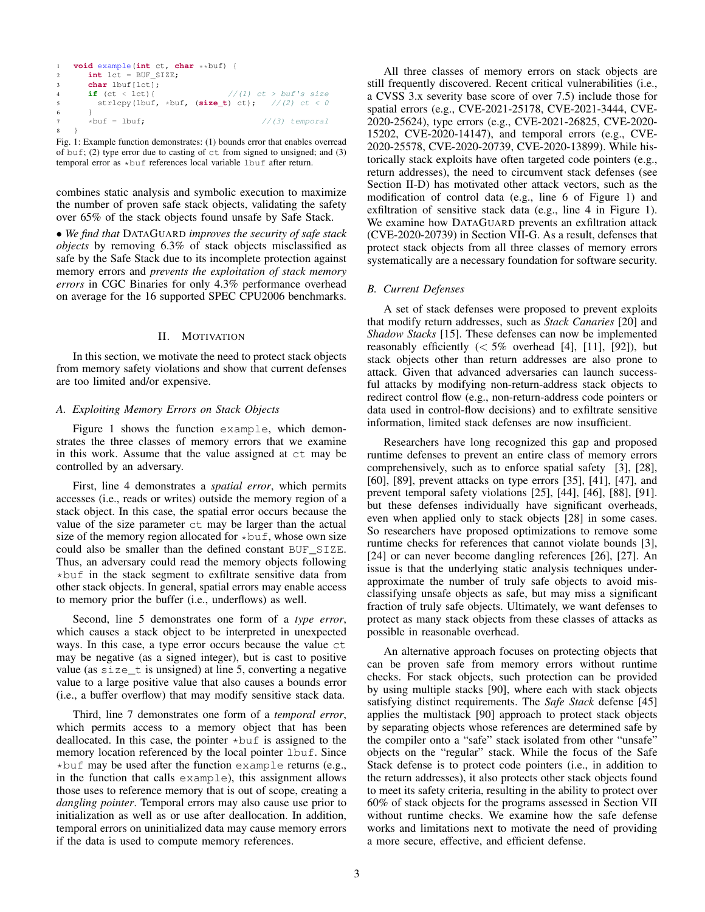```c
void example(int ct, char **buf) {
  int lct = BUF_SIZE;
  char lbuf[lct];
  if (ct < lct){                          //(1) ct > buf's size
    strlcpy(lbuf, *buf, (size_t) ct);    //(2) ct < 0
  }
  *buf = lbuf;                            //(3) temporal
}
```

Fig. 1: Example function demonstrates: (1) bounds error that enables overread of buf; (2) type error due to casting of ct from signed to unsigned; and (3) temporal error as *buf references local variable lbuf after return.

combines static analysis and symbolic execution to maximize the number of proven safe stack objects, validating the safety over 65% of the stack objects found unsafe by Safe Stack.

• *We find that* DATAGUARD *improves the security of safe stack objects* by removing 6.3% of stack objects misclassified as safe by the Safe Stack due to its incomplete protection against memory errors and *prevents the exploitation of stack memory errors* in CGC Binaries for only 4.3% performance overhead on average for the 16 supported SPEC CPU2006 benchmarks.

## II. MOTIVATION

In this section, we motivate the need to protect stack objects from memory safety violations and show that current defenses are too limited and/or expensive.

### A. Exploiting Memory Errors on Stack Objects

Figure 1 shows the function example, which demonstrates the three classes of memory errors that we examine in this work. Assume that the value assigned at ct may be controlled by an adversary.

First, line 4 demonstrates a *spatial error*, which permits accesses (i.e., reads or writes) outside the memory region of a stack object. In this case, the spatial error occurs because the value of the size parameter ct may be larger than the actual size of the memory region allocated for *buf, whose own size could also be smaller than the defined constant BUF_SIZE. Thus, an adversary could read the memory objects following *buf in the stack segment to exfiltrate sensitive data from other stack objects. In general, spatial errors may enable access to memory prior the buffer (i.e., underflows) as well.

Second, line 5 demonstrates one form of a *type error*, which causes a stack object to be interpreted in unexpected ways. In this case, a type error occurs because the value ct may be negative (as a signed integer), but is cast to positive value (as size_t is unsigned) at line 5, converting a negative value to a large positive value that also causes a bounds error (i.e., a buffer overflow) that may modify sensitive stack data.

Third, line 7 demonstrates one form of a *temporal error*, which permits access to a memory object that has been deallocated. In this case, the pointer *buf is assigned to the memory location referenced by the local pointer lbuf. Since *buf may be used after the function example returns (e.g., in the function that calls example), this assignment allows those uses to reference memory that is out of scope, creating a *dangling pointer*. Temporal errors may also cause use prior to initialization as well as or use after deallocation. In addition, temporal errors on uninitialized data may cause memory errors if the data is used to compute memory references.

All three classes of memory errors on stack objects are still frequently discovered. Recent critical vulnerabilities (i.e., a CVSS 3.x severity base score of over 7.5) include those for spatial errors (e.g., CVE-2021-25178, CVE-2021-3444, CVE-2020-25624), type errors (e.g., CVE-2021-26825, CVE-2020-15202, CVE-2020-14147), and temporal errors (e.g., CVE-2020-25578, CVE-2020-20739, CVE-2020-13899). While historically stack exploits have often targeted code pointers (e.g., return addresses), the need to circumvent stack defenses (see Section II-D) has motivated other attack vectors, such as the modification of control data (e.g., line 6 of Figure 1) and exfiltration of sensitive stack data (e.g., line 4 in Figure 1). We examine how DATAGUARD prevents an exfiltration attack (CVE-2020-20739) in Section VII-G. As a result, defenses that protect stack objects from all three classes of memory errors systematically are a necessary foundation for software security.

### B. Current Defenses

A set of stack defenses were proposed to prevent exploits that modify return addresses, such as *Stack Canaries* [20] and *Shadow Stacks* [15]. These defenses can now be implemented reasonably efficiently ($< 5\%$ overhead [4], [11], [92]), but stack objects other than return addresses are also prone to attack. Given that advanced adversaries can launch successful attacks by modifying non-return-address stack objects to redirect control flow (e.g., non-return-address code pointers or data used in control-flow decisions) and to exfiltrate sensitive information, limited stack defenses are now insufficient.

Researchers have long recognized this gap and proposed runtime defenses to prevent an entire class of memory errors comprehensively, such as to enforce spatial safety [3], [28], [60], [89], prevent attacks on type errors [35], [41], [47], and prevent temporal safety violations [25], [44], [46], [88], [91]. but these defenses individually have significant overheads, even when applied only to stack objects [28] in some cases. So researchers have proposed optimizations to remove some runtime checks for references that cannot violate bounds [3], [24] or can never become dangling references [26], [27]. An issue is that the underlying static analysis techniques underapproximate the number of truly safe objects to avoid misclassifying unsafe objects as safe, but may miss a significant fraction of truly safe objects. Ultimately, we want defenses to protect as many stack objects from these classes of attacks as possible in reasonable overhead.

An alternative approach focuses on protecting objects that can be proven safe from memory errors without runtime checks. For stack objects, such protection can be provided by using multiple stacks [90], where each with stack objects satisfying distinct requirements. The *Safe Stack* defense [45] applies the multistack [90] approach to protect stack objects by separating objects whose references are determined safe by the compiler onto a "safe" stack isolated from other "unsafe" objects on the "regular" stack. While the focus of the Safe Stack defense is to protect code pointers (i.e., in addition to the return addresses), it also protects other stack objects found to meet its safety criteria, resulting in the ability to protect over 60% of stack objects for the programs assessed in Section VII without runtime checks. We examine how the safe defense works and limitations next to motivate the need of providing a more secure, effective, and efficient defense.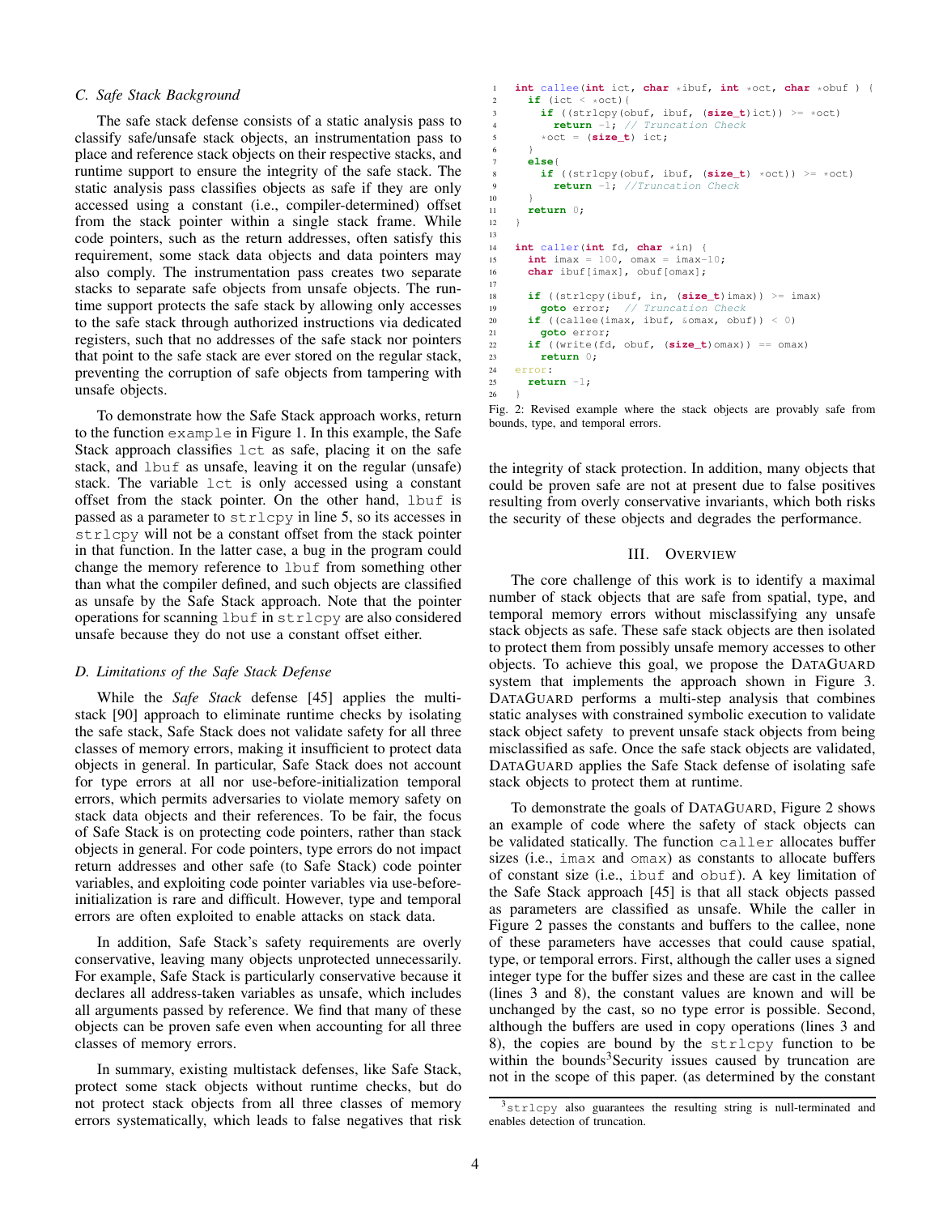### C. Safe Stack Background

The safe stack defense consists of a static analysis pass to classify safe/unsafe stack objects, an instrumentation pass to place and reference stack objects on their respective stacks, and runtime support to ensure the integrity of the safe stack. The static analysis pass classifies objects as safe if they are only accessed using a constant (i.e., compiler-determined) offset from the stack pointer within a single stack frame. While code pointers, such as the return addresses, often satisfy this requirement, some stack data objects and data pointers may also comply. The instrumentation pass creates two separate stacks to separate safe objects from unsafe objects. The runtime support protects the safe stack by allowing only accesses to the safe stack through authorized instructions via dedicated registers, such that no addresses of the safe stack nor pointers that point to the safe stack are ever stored on the regular stack, preventing the corruption of safe objects from tampering with unsafe objects.

To demonstrate how the Safe Stack approach works, return to the function `example` in Figure 1. In this example, the Safe Stack approach classifies `lct` as safe, placing it on the safe stack, and `lbuf` as unsafe, leaving it on the regular (unsafe) stack. The variable `lct` is only accessed using a constant offset from the stack pointer. On the other hand, `lbuf` is passed as a parameter to `strlcpy` in line 5, so its accesses in `strlcpy` will not be a constant offset from the stack pointer in that function. In the latter case, a bug in the program could change the memory reference to `lbuf` from something other than what the compiler defined, and such objects are classified as unsafe by the Safe Stack approach. Note that the pointer operations for scanning `lbuf` in `strlcpy` are also considered unsafe because they do not use a constant offset either.

### D. Limitations of the Safe Stack Defense

While the *Safe Stack* defense [45] applies the multi-stack [90] approach to eliminate runtime checks by isolating the safe stack, Safe Stack does not validate safety for all three classes of memory errors, making it insufficient to protect data objects in general. In particular, Safe Stack does not account for type errors at all nor use-before-initialization temporal errors, which permits adversaries to violate memory safety on stack data objects and their references. To be fair, the focus of Safe Stack is on protecting code pointers, rather than stack objects in general. For code pointers, type errors do not impact return addresses and other safe (to Safe Stack) code pointer variables, and exploiting code pointer variables via use-before-initialization is rare and difficult. However, type and temporal errors are often exploited to enable attacks on stack data.

In addition, Safe Stack's safety requirements are overly conservative, leaving many objects unprotected unnecessarily. For example, Safe Stack is particularly conservative because it declares all address-taken variables as unsafe, which includes all arguments passed by reference. We find that many of these objects can be proven safe even when accounting for all three classes of memory errors.

In summary, existing multistack defenses, like Safe Stack, protect some stack objects without runtime checks, but do not protect stack objects from all three classes of memory errors systematically, which leads to false negatives that risk the integrity of stack protection. In addition, many objects that could be proven safe are not at present due to false positives resulting from overly conservative invariants, which both risks the security of these objects and degrades the performance.

```c
int callee(int ict, char *ibuf, int *oct, char *obuf ) {
  if (ict < *oct){
    if ((strlcpy(obuf, ibuf, (size_t)ict)) >= *oct)
      return -1; // Truncation Check
    *oct = (size_t) ict;
  }
  else{
    if ((strlcpy(obuf, ibuf, (size_t) *oct)) >= *oct)
      return -1; //Truncation Check
  }
  return 0;
}

int caller(int fd, char *in) {
  int imax = 100, omax = imax-10;
  char ibuf[imax], obuf[omax];

  if ((strlcpy(ibuf, in, (size_t)imax)) >= imax)
    goto error;  // Truncation Check
  if ((callee(imax, ibuf, &omax, obuf)) < 0)
    goto error;
  if ((write(fd, obuf, (size_t)omax)) == omax)
    return 0;
error:
  return -1;
}
```

Fig. 2: Revised example where the stack objects are provably safe from bounds, type, and temporal errors.

## III. Overview

The core challenge of this work is to identify a maximal number of stack objects that are safe from spatial, type, and temporal memory errors without misclassifying any unsafe stack objects as safe. These safe stack objects are then isolated to protect them from possibly unsafe memory accesses to other objects. To achieve this goal, we propose the DataGuard system that implements the approach shown in Figure 3. DataGuard performs a multi-step analysis that combines static analyses with constrained symbolic execution to validate stack object safety to prevent unsafe stack objects from being misclassified as safe. Once the safe stack objects are validated, DataGuard applies the Safe Stack defense of isolating safe stack objects to protect them at runtime.

To demonstrate the goals of DataGuard, Figure 2 shows an example of code where the safety of stack objects can be validated statically. The function `caller` allocates buffer sizes (i.e., `imax` and `omax`) as constants to allocate buffers of constant size (i.e., `ibuf` and `obuf`). A key limitation of the Safe Stack approach [45] is that all stack objects passed as parameters are classified as unsafe. While the caller in Figure 2 passes the constants and buffers to the callee, none of these parameters have accesses that could cause spatial, type, or temporal errors. First, although the caller uses a signed integer type for the buffer sizes and these are cast in the callee (lines 3 and 8), the constant values are known and will be unchanged by the cast, so no type error is possible. Second, although the buffers are used in copy operations (lines 3 and 8), the copies are bound by the `strlcpy` function to be within the bounds[3]Security issues caused by truncation are not in the scope of this paper. (as determined by the constant

[3]`strlcpy` also guarantees the resulting string is null-terminated and enables detection of truncation.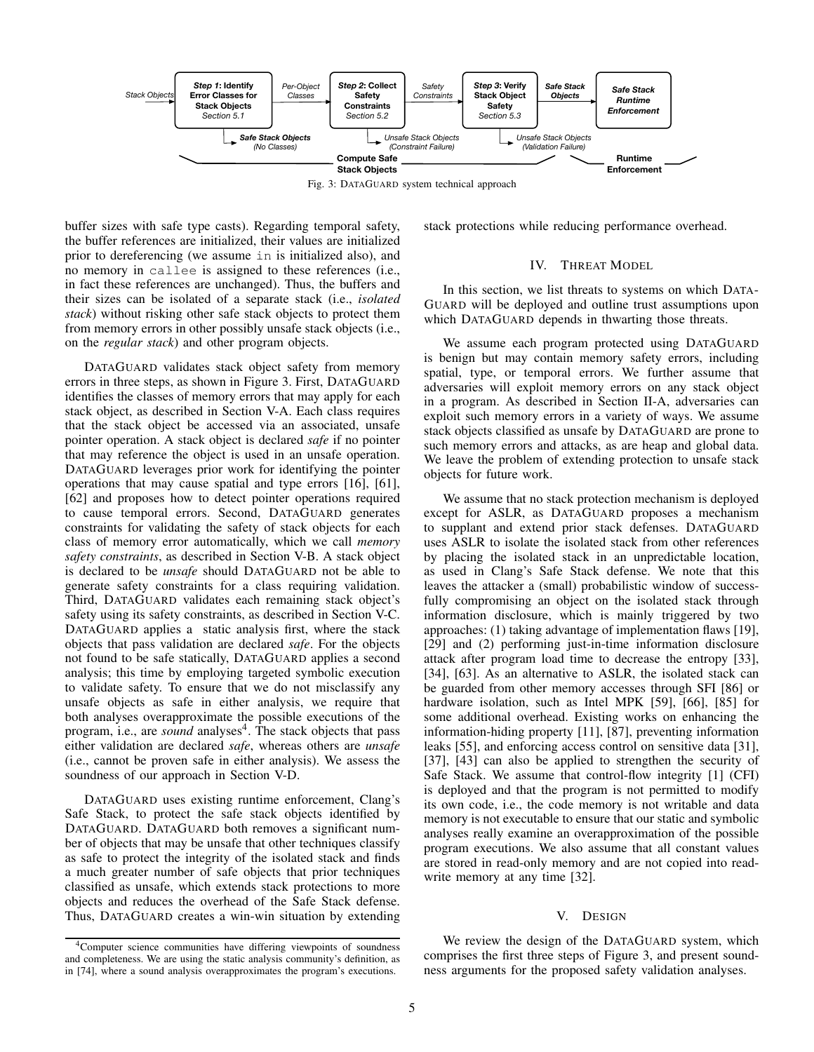Stack Objects → **Step 1: Identify Error Classes for Stack Objects** *Section 5.1* → *Per-Object Classes* → **Step 2: Collect Safety Constraints** *Section 5.2* → *Safety Constraints* → **Step 3: Verify Stack Object Safety** *Section 5.3* → ***Safe Stack Objects*** → ***Safe Stack Runtime Enforcement***

***Safe Stack Objects*** *(No Classes)* — *Unsafe Stack Objects (Constraint Failure)* — *Unsafe Stack Objects (Validation Failure)*

**Compute Safe Stack Objects** — **Runtime Enforcement**

Fig. 3: DATAGUARD system technical approach

buffer sizes with safe type casts). Regarding temporal safety, the buffer references are initialized, their values are initialized prior to dereferencing (we assume `in` is initialized also), and no memory in `callee` is assigned to these references (i.e., in fact these references are unchanged). Thus, the buffers and their sizes can be isolated of a separate stack (i.e., *isolated stack*) without risking other safe stack objects to protect them from memory errors in other possibly unsafe stack objects (i.e., on the *regular stack*) and other program objects.

DATAGUARD validates stack object safety from memory errors in three steps, as shown in Figure 3. First, DATAGUARD identifies the classes of memory errors that may apply for each stack object, as described in Section V-A. Each class requires that the stack object be accessed via an associated, unsafe pointer operation. A stack object is declared *safe* if no pointer that may reference the object is used in an unsafe operation. DATAGUARD leverages prior work for identifying the pointer operations that may cause spatial and type errors [16], [61], [62] and proposes how to detect pointer operations required to cause temporal errors. Second, DATAGUARD generates constraints for validating the safety of stack objects for each class of memory error automatically, which we call *memory safety constraints*, as described in Section V-B. A stack object is declared to be *unsafe* should DATAGUARD not be able to generate safety constraints for a class requiring validation. Third, DATAGUARD validates each remaining stack object's safety using its safety constraints, as described in Section V-C. DATAGUARD applies a static analysis first, where the stack objects that pass validation are declared *safe*. For the objects not found to be safe statically, DATAGUARD applies a second analysis; this time by employing targeted symbolic execution to validate safety. To ensure that we do not misclassify any unsafe objects as safe in either analysis, we require that both analyses overapproximate the possible executions of the program, i.e., are *sound* analyses[4]. The stack objects that pass either validation are declared *safe*, whereas others are *unsafe* (i.e., cannot be proven safe in either analysis). We assess the soundness of our approach in Section V-D.

DATAGUARD uses existing runtime enforcement, Clang's Safe Stack, to protect the safe stack objects identified by DATAGUARD. DATAGUARD both removes a significant number of objects that may be unsafe that other techniques classify as safe to protect the integrity of the isolated stack and finds a much greater number of safe objects that prior techniques classified as unsafe, which extends stack protections to more objects and reduces the overhead of the Safe Stack defense. Thus, DATAGUARD creates a win-win situation by extending stack protections while reducing performance overhead.

[4]Computer science communities have differing viewpoints of soundness and completeness. We are using the static analysis community's definition, as in [74], where a sound analysis overapproximates the program's executions.

## IV. THREAT MODEL

In this section, we list threats to systems on which DATAGUARD will be deployed and outline trust assumptions upon which DATAGUARD depends in thwarting those threats.

We assume each program protected using DATAGUARD is benign but may contain memory safety errors, including spatial, type, or temporal errors. We further assume that adversaries will exploit memory errors on any stack object in a program. As described in Section II-A, adversaries can exploit such memory errors in a variety of ways. We assume stack objects classified as unsafe by DATAGUARD are prone to such memory errors and attacks, as are heap and global data. We leave the problem of extending protection to unsafe stack objects for future work.

We assume that no stack protection mechanism is deployed except for ASLR, as DATAGUARD proposes a mechanism to supplant and extend prior stack defenses. DATAGUARD uses ASLR to isolate the isolated stack from other references by placing the isolated stack in an unpredictable location, as used in Clang's Safe Stack defense. We note that this leaves the attacker a (small) probabilistic window of successfully compromising an object on the isolated stack through information disclosure, which is mainly triggered by two approaches: (1) taking advantage of implementation flaws [19], [29] and (2) performing just-in-time information disclosure attack after program load time to decrease the entropy [33], [34], [63]. As an alternative to ASLR, the isolated stack can be guarded from other memory accesses through SFI [86] or hardware isolation, such as Intel MPK [59], [66], [85] for some additional overhead. Existing works on enhancing the information-hiding property [11], [87], preventing information leaks [55], and enforcing access control on sensitive data [31], [37], [43] can also be applied to strengthen the security of Safe Stack. We assume that control-flow integrity [1] (CFI) is deployed and that the program is not permitted to modify its own code, i.e., the code memory is not writable and data memory is not executable to ensure that our static and symbolic analyses really examine an overapproximation of the possible program executions. We also assume that all constant values are stored in read-only memory and are not copied into read-write memory at any time [32].

## V. DESIGN

We review the design of the DATAGUARD system, which comprises the first three steps of Figure 3, and present soundness arguments for the proposed safety validation analyses.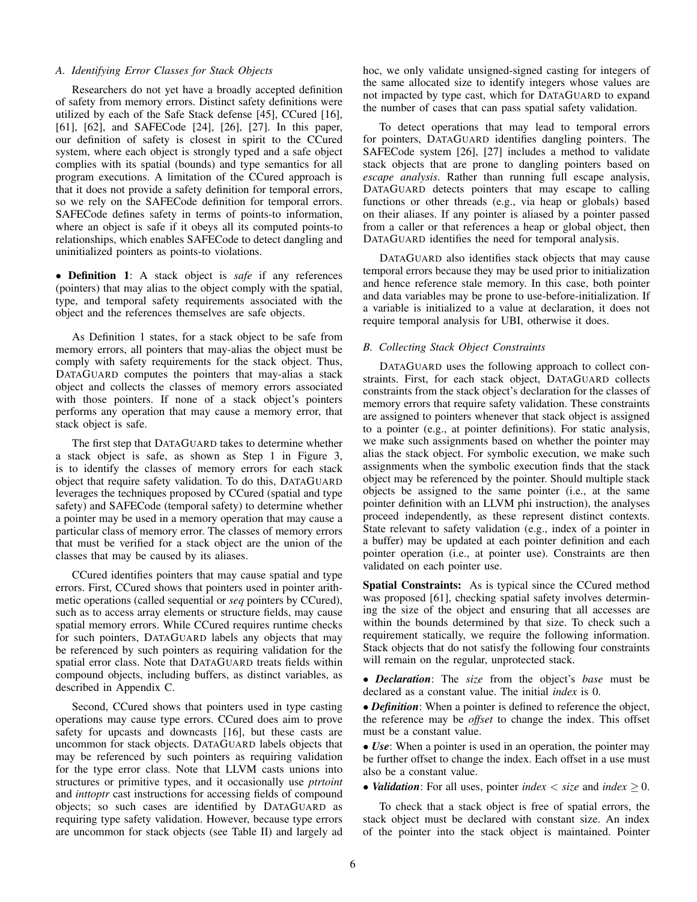### A. Identifying Error Classes for Stack Objects

Researchers do not yet have a broadly accepted definition of safety from memory errors. Distinct safety definitions were utilized by each of the Safe Stack defense [45], CCured [16], [61], [62], and SAFECode [24], [26], [27]. In this paper, our definition of safety is closest in spirit to the CCured system, where each object is strongly typed and a safe object complies with its spatial (bounds) and type semantics for all program executions. A limitation of the CCured approach is that it does not provide a safety definition for temporal errors, so we rely on the SAFECode definition for temporal errors. SAFECode defines safety in terms of points-to information, where an object is safe if it obeys all its computed points-to relationships, which enables SAFECode to detect dangling and uninitialized pointers as points-to violations.

• **Definition 1**: A stack object is *safe* if any references (pointers) that may alias to the object comply with the spatial, type, and temporal safety requirements associated with the object and the references themselves are safe objects.

As Definition 1 states, for a stack object to be safe from memory errors, all pointers that may-alias the object must be comply with safety requirements for the stack object. Thus, DATAGUARD computes the pointers that may-alias a stack object and collects the classes of memory errors associated with those pointers. If none of a stack object's pointers performs any operation that may cause a memory error, that stack object is safe.

The first step that DATAGUARD takes to determine whether a stack object is safe, as shown as Step 1 in Figure 3, is to identify the classes of memory errors for each stack object that require safety validation. To do this, DATAGUARD leverages the techniques proposed by CCured (spatial and type safety) and SAFECode (temporal safety) to determine whether a pointer may be used in a memory operation that may cause a particular class of memory error. The classes of memory errors that must be verified for a stack object are the union of the classes that may be caused by its aliases.

CCured identifies pointers that may cause spatial and type errors. First, CCured shows that pointers used in pointer arithmetic operations (called sequential or *seq* pointers by CCured), such as to access array elements or structure fields, may cause spatial memory errors. While CCured requires runtime checks for such pointers, DATAGUARD labels any objects that may be referenced by such pointers as requiring validation for the spatial error class. Note that DATAGUARD treats fields within compound objects, including buffers, as distinct variables, as described in Appendix C.

Second, CCured shows that pointers used in type casting operations may cause type errors. CCured does aim to prove safety for upcasts and downcasts [16], but these casts are uncommon for stack objects. DATAGUARD labels objects that may be referenced by such pointers as requiring validation for the type error class. Note that LLVM casts unions into structures or primitive types, and it occasionally use *ptrtoint* and *inttoptr* cast instructions for accessing fields of compound objects; so such cases are identified by DATAGUARD as requiring type safety validation. However, because type errors are uncommon for stack objects (see Table II) and largely ad hoc, we only validate unsigned-signed casting for integers of the same allocated size to identify integers whose values are not impacted by type cast, which for DATAGUARD to expand the number of cases that can pass spatial safety validation.

To detect operations that may lead to temporal errors for pointers, DATAGUARD identifies dangling pointers. The SAFECode system [26], [27] includes a method to validate stack objects that are prone to dangling pointers based on *escape analysis*. Rather than running full escape analysis, DATAGUARD detects pointers that may escape to calling functions or other threads (e.g., via heap or globals) based on their aliases. If any pointer is aliased by a pointer passed from a caller or that references a heap or global object, then DATAGUARD identifies the need for temporal analysis.

DATAGUARD also identifies stack objects that may cause temporal errors because they may be used prior to initialization and hence reference stale memory. In this case, both pointer and data variables may be prone to use-before-initialization. If a variable is initialized to a value at declaration, it does not require temporal analysis for UBI, otherwise it does.

### B. Collecting Stack Object Constraints

DATAGUARD uses the following approach to collect constraints. First, for each stack object, DATAGUARD collects constraints from the stack object's declaration for the classes of memory errors that require safety validation. These constraints are assigned to pointers whenever that stack object is assigned to a pointer (e.g., at pointer definitions). For static analysis, we make such assignments based on whether the pointer may alias the stack object. For symbolic execution, we make such assignments when the symbolic execution finds that the stack object may be referenced by the pointer. Should multiple stack objects be assigned to the same pointer (i.e., at the same pointer definition with an LLVM phi instruction), the analyses proceed independently, as these represent distinct contexts. State relevant to safety validation (e.g., index of a pointer in a buffer) may be updated at each pointer definition and each pointer operation (i.e., at pointer use). Constraints are then validated on each pointer use.

**Spatial Constraints:** As is typical since the CCured method was proposed [61], checking spatial safety involves determining the size of the object and ensuring that all accesses are within the bounds determined by that size. To check such a requirement statically, we require the following information. Stack objects that do not satisfy the following four constraints will remain on the regular, unprotected stack.

• ***Declaration***: The *size* from the object's *base* must be declared as a constant value. The initial *index* is 0.

• ***Definition***: When a pointer is defined to reference the object, the reference may be *offset* to change the index. This offset must be a constant value.

• ***Use***: When a pointer is used in an operation, the pointer may be further offset to change the index. Each offset in a use must also be a constant value.

• ***Validation***: For all uses, pointer $index < size$ and $index \geq 0$.

To check that a stack object is free of spatial errors, the stack object must be declared with constant size. An index of the pointer into the stack object is maintained. Pointer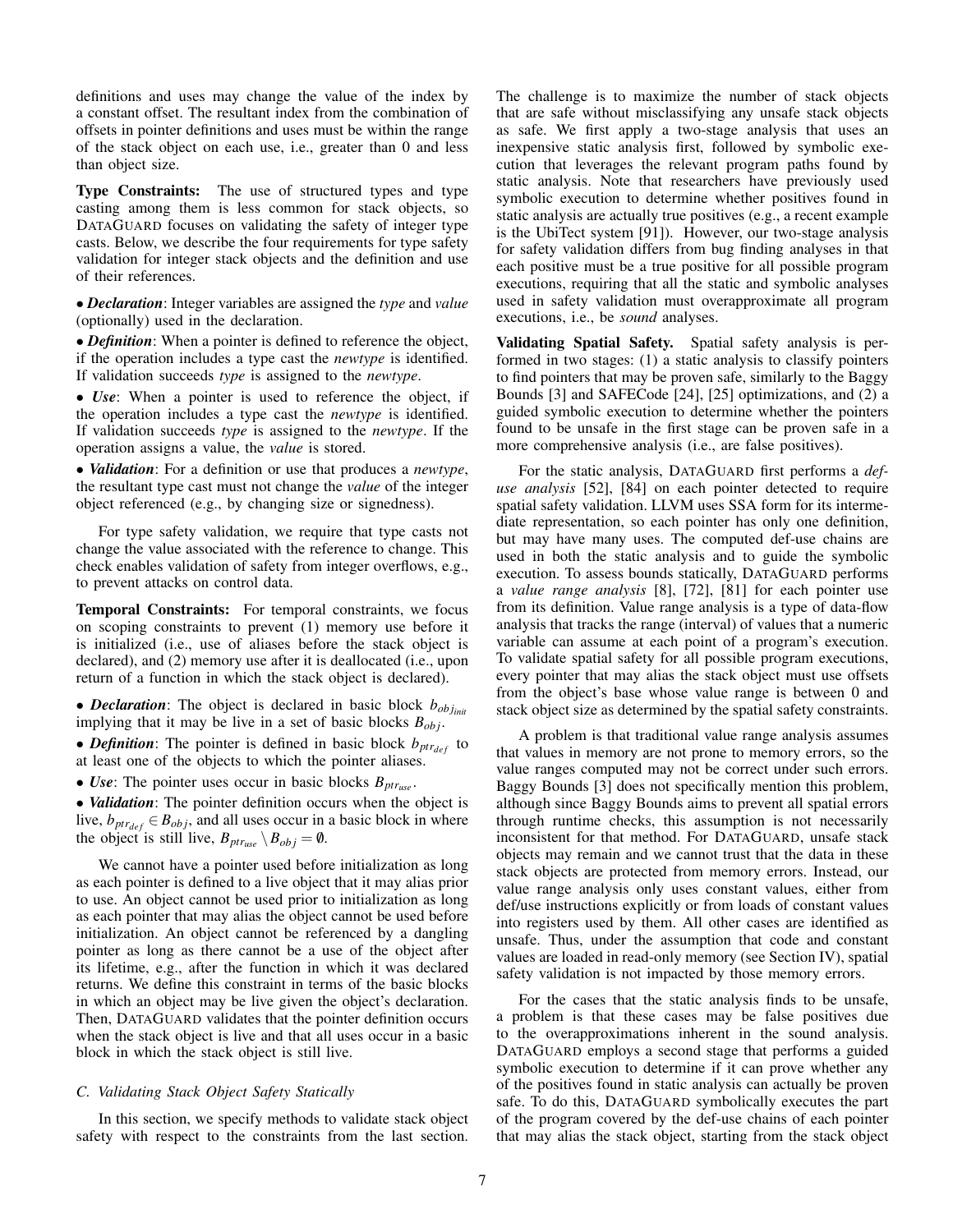definitions and uses may change the value of the index by a constant offset. The resultant index from the combination of offsets in pointer definitions and uses must be within the range of the stack object on each use, i.e., greater than 0 and less than object size.

**Type Constraints:** The use of structured types and type casting among them is less common for stack objects, so DATAGUARD focuses on validating the safety of integer type casts. Below, we describe the four requirements for type safety validation for integer stack objects and the definition and use of their references.

• ***Declaration***: Integer variables are assigned the *type* and *value* (optionally) used in the declaration.

• ***Definition***: When a pointer is defined to reference the object, if the operation includes a type cast the *newtype* is identified. If validation succeeds *type* is assigned to the *newtype*.

• ***Use***: When a pointer is used to reference the object, if the operation includes a type cast the *newtype* is identified. If validation succeeds *type* is assigned to the *newtype*. If the operation assigns a value, the *value* is stored.

• ***Validation***: For a definition or use that produces a *newtype*, the resultant type cast must not change the *value* of the integer object referenced (e.g., by changing size or signedness).

For type safety validation, we require that type casts not change the value associated with the reference to change. This check enables validation of safety from integer overflows, e.g., to prevent attacks on control data.

**Temporal Constraints:** For temporal constraints, we focus on scoping constraints to prevent (1) memory use before it is initialized (i.e., use of aliases before the stack object is declared), and (2) memory use after it is deallocated (i.e., upon return of a function in which the stack object is declared).

• ***Declaration***: The object is declared in basic block $b_{obj_{init}}$ implying that it may be live in a set of basic blocks $B_{obj}$.

• ***Definition***: The pointer is defined in basic block $b_{ptr_{def}}$ to at least one of the objects to which the pointer aliases.

• ***Use***: The pointer uses occur in basic blocks $B_{ptr_{use}}$.

• ***Validation***: The pointer definition occurs when the object is live, $b_{ptr_{def}} \in B_{obj}$, and all uses occur in a basic block in where the object is still live, $B_{ptr_{use}} \setminus B_{obj} = \emptyset$.

We cannot have a pointer used before initialization as long as each pointer is defined to a live object that it may alias prior to use. An object cannot be used prior to initialization as long as each pointer that may alias the object cannot be used before initialization. An object cannot be referenced by a dangling pointer as long as there cannot be a use of the object after its lifetime, e.g., after the function in which it was declared returns. We define this constraint in terms of the basic blocks in which an object may be live given the object's declaration. Then, DATAGUARD validates that the pointer definition occurs when the stack object is live and that all uses occur in a basic block in which the stack object is still live.

### C. Validating Stack Object Safety Statically

In this section, we specify methods to validate stack object safety with respect to the constraints from the last section. The challenge is to maximize the number of stack objects that are safe without misclassifying any unsafe stack objects as safe. We first apply a two-stage analysis that uses an inexpensive static analysis first, followed by symbolic execution that leverages the relevant program paths found by static analysis. Note that researchers have previously used symbolic execution to determine whether positives found in static analysis are actually true positives (e.g., a recent example is the UbiTect system [91]). However, our two-stage analysis for safety validation differs from bug finding analyses in that each positive must be a true positive for all possible program executions, requiring that all the static and symbolic analyses used in safety validation must overapproximate all program executions, i.e., be *sound* analyses.

**Validating Spatial Safety.** Spatial safety analysis is performed in two stages: (1) a static analysis to classify pointers to find pointers that may be proven safe, similarly to the Baggy Bounds [3] and SAFECode [24], [25] optimizations, and (2) a guided symbolic execution to determine whether the pointers found to be unsafe in the first stage can be proven safe in a more comprehensive analysis (i.e., are false positives).

For the static analysis, DATAGUARD first performs a *def-use analysis* [52], [84] on each pointer detected to require spatial safety validation. LLVM uses SSA form for its intermediate representation, so each pointer has only one definition, but may have many uses. The computed def-use chains are used in both the static analysis and to guide the symbolic execution. To assess bounds statically, DATAGUARD performs a *value range analysis* [8], [72], [81] for each pointer use from its definition. Value range analysis is a type of data-flow analysis that tracks the range (interval) of values that a numeric variable can assume at each point of a program's execution. To validate spatial safety for all possible program executions, every pointer that may alias the stack object must use offsets from the object's base whose value range is between 0 and stack object size as determined by the spatial safety constraints.

A problem is that traditional value range analysis assumes that values in memory are not prone to memory errors, so the value ranges computed may not be correct under such errors. Baggy Bounds [3] does not specifically mention this problem, although since Baggy Bounds aims to prevent all spatial errors through runtime checks, this assumption is not necessarily inconsistent for that method. For DATAGUARD, unsafe stack objects may remain and we cannot trust that the data in these stack objects are protected from memory errors. Instead, our value range analysis only uses constant values, either from def/use instructions explicitly or from loads of constant values into registers used by them. All other cases are identified as unsafe. Thus, under the assumption that code and constant values are loaded in read-only memory (see Section IV), spatial safety validation is not impacted by those memory errors.

For the cases that the static analysis finds to be unsafe, a problem is that these cases may be false positives due to the overapproximations inherent in the sound analysis. DATAGUARD employs a second stage that performs a guided symbolic execution to determine if it can prove whether any of the positives found in static analysis can actually be proven safe. To do this, DATAGUARD symbolically executes the part of the program covered by the def-use chains of each pointer that may alias the stack object, starting from the stack object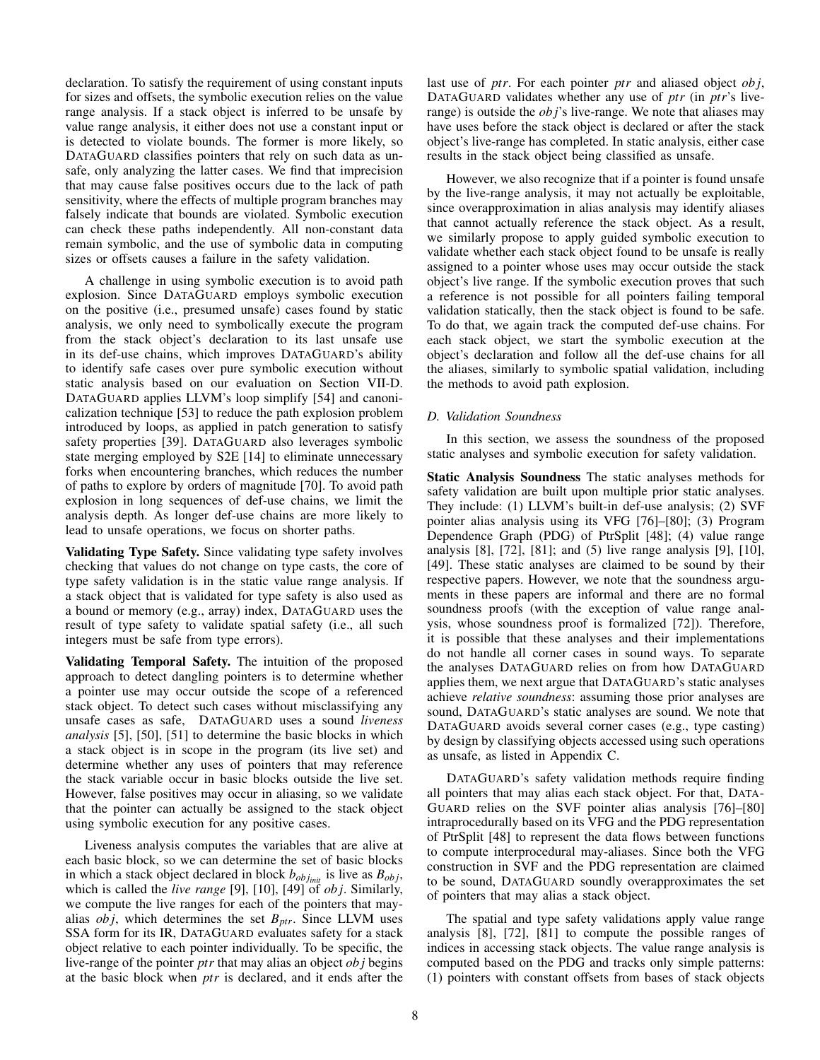declaration. To satisfy the requirement of using constant inputs for sizes and offsets, the symbolic execution relies on the value range analysis. If a stack object is inferred to be unsafe by value range analysis, it either does not use a constant input or is detected to violate bounds. The former is more likely, so DATAGUARD classifies pointers that rely on such data as unsafe, only analyzing the latter cases. We find that imprecision that may cause false positives occurs due to the lack of path sensitivity, where the effects of multiple program branches may falsely indicate that bounds are violated. Symbolic execution can check these paths independently. All non-constant data remain symbolic, and the use of symbolic data in computing sizes or offsets causes a failure in the safety validation.

A challenge in using symbolic execution is to avoid path explosion. Since DATAGUARD employs symbolic execution on the positive (i.e., presumed unsafe) cases found by static analysis, we only need to symbolically execute the program from the stack object's declaration to its last unsafe use in its def-use chains, which improves DATAGUARD's ability to identify safe cases over pure symbolic execution without static analysis based on our evaluation on Section VII-D. DATAGUARD applies LLVM's loop simplify [54] and canonicalization technique [53] to reduce the path explosion problem introduced by loops, as applied in patch generation to satisfy safety properties [39]. DATAGUARD also leverages symbolic state merging employed by S2E [14] to eliminate unnecessary forks when encountering branches, which reduces the number of paths to explore by orders of magnitude [70]. To avoid path explosion in long sequences of def-use chains, we limit the analysis depth. As longer def-use chains are more likely to lead to unsafe operations, we focus on shorter paths.

**Validating Type Safety.** Since validating type safety involves checking that values do not change on type casts, the core of type safety validation is in the static value range analysis. If a stack object that is validated for type safety is also used as a bound or memory (e.g., array) index, DATAGUARD uses the result of type safety to validate spatial safety (i.e., all such integers must be safe from type errors).

**Validating Temporal Safety.** The intuition of the proposed approach to detect dangling pointers is to determine whether a pointer use may occur outside the scope of a referenced stack object. To detect such cases without misclassifying any unsafe cases as safe, DATAGUARD uses a sound *liveness analysis* [5], [50], [51] to determine the basic blocks in which a stack object is in scope in the program (its live set) and determine whether any uses of pointers that may reference the stack variable occur in basic blocks outside the live set. However, false positives may occur in aliasing, so we validate that the pointer can actually be assigned to the stack object using symbolic execution for any positive cases.

Liveness analysis computes the variables that are alive at each basic block, so we can determine the set of basic blocks in which a stack object declared in block $b_{obj_{init}}$ is live as $B_{obj}$, which is called the *live range* [9], [10], [49] of $obj$. Similarly, we compute the live ranges for each of the pointers that may-alias $obj$, which determines the set $B_{ptr}$. Since LLVM uses SSA form for its IR, DATAGUARD evaluates safety for a stack object relative to each pointer individually. To be specific, the live-range of the pointer $ptr$ that may alias an object $obj$ begins at the basic block when $ptr$ is declared, and it ends after the last use of $ptr$. For each pointer $ptr$ and aliased object $obj$, DATAGUARD validates whether any use of $ptr$ (in $ptr$'s live-range) is outside the $obj$'s live-range. We note that aliases may have uses before the stack object is declared or after the stack object's live-range has completed. In static analysis, either case results in the stack object being classified as unsafe.

However, we also recognize that if a pointer is found unsafe by the live-range analysis, it may not actually be exploitable, since overapproximation in alias analysis may identify aliases that cannot actually reference the stack object. As a result, we similarly propose to apply guided symbolic execution to validate whether each stack object found to be unsafe is really assigned to a pointer whose uses may occur outside the stack object's live range. If the symbolic execution proves that such a reference is not possible for all pointers failing temporal validation statically, then the stack object is found to be safe. To do that, we again track the computed def-use chains. For each stack object, we start the symbolic execution at the object's declaration and follow all the def-use chains for all the aliases, similarly to symbolic spatial validation, including the methods to avoid path explosion.

### D. Validation Soundness

In this section, we assess the soundness of the proposed static analyses and symbolic execution for safety validation.

**Static Analysis Soundness** The static analyses methods for safety validation are built upon multiple prior static analyses. They include: (1) LLVM's built-in def-use analysis; (2) SVF pointer alias analysis using its VFG [76]–[80]; (3) Program Dependence Graph (PDG) of PtrSplit [48]; (4) value range analysis [8], [72], [81]; and (5) live range analysis [9], [10], [49]. These static analyses are claimed to be sound by their respective papers. However, we note that the soundness arguments in these papers are informal and there are no formal soundness proofs (with the exception of value range analysis, whose soundness proof is formalized [72]). Therefore, it is possible that these analyses and their implementations do not handle all corner cases in sound ways. To separate the analyses DATAGUARD relies on from how DATAGUARD applies them, we next argue that DATAGUARD's static analyses achieve *relative soundness*: assuming those prior analyses are sound, DATAGUARD's static analyses are sound. We note that DATAGUARD avoids several corner cases (e.g., type casting) by design by classifying objects accessed using such operations as unsafe, as listed in Appendix C.

DATAGUARD's safety validation methods require finding all pointers that may alias each stack object. For that, DATAGUARD relies on the SVF pointer alias analysis [76]–[80] intraprocedurally based on its VFG and the PDG representation of PtrSplit [48] to represent the data flows between functions to compute interprocedural may-aliases. Since both the VFG construction in SVF and the PDG representation are claimed to be sound, DATAGUARD soundly overapproximates the set of pointers that may alias a stack object.

The spatial and type safety validations apply value range analysis [8], [72], [81] to compute the possible ranges of indices in accessing stack objects. The value range analysis is computed based on the PDG and tracks only simple patterns: (1) pointers with constant offsets from bases of stack objects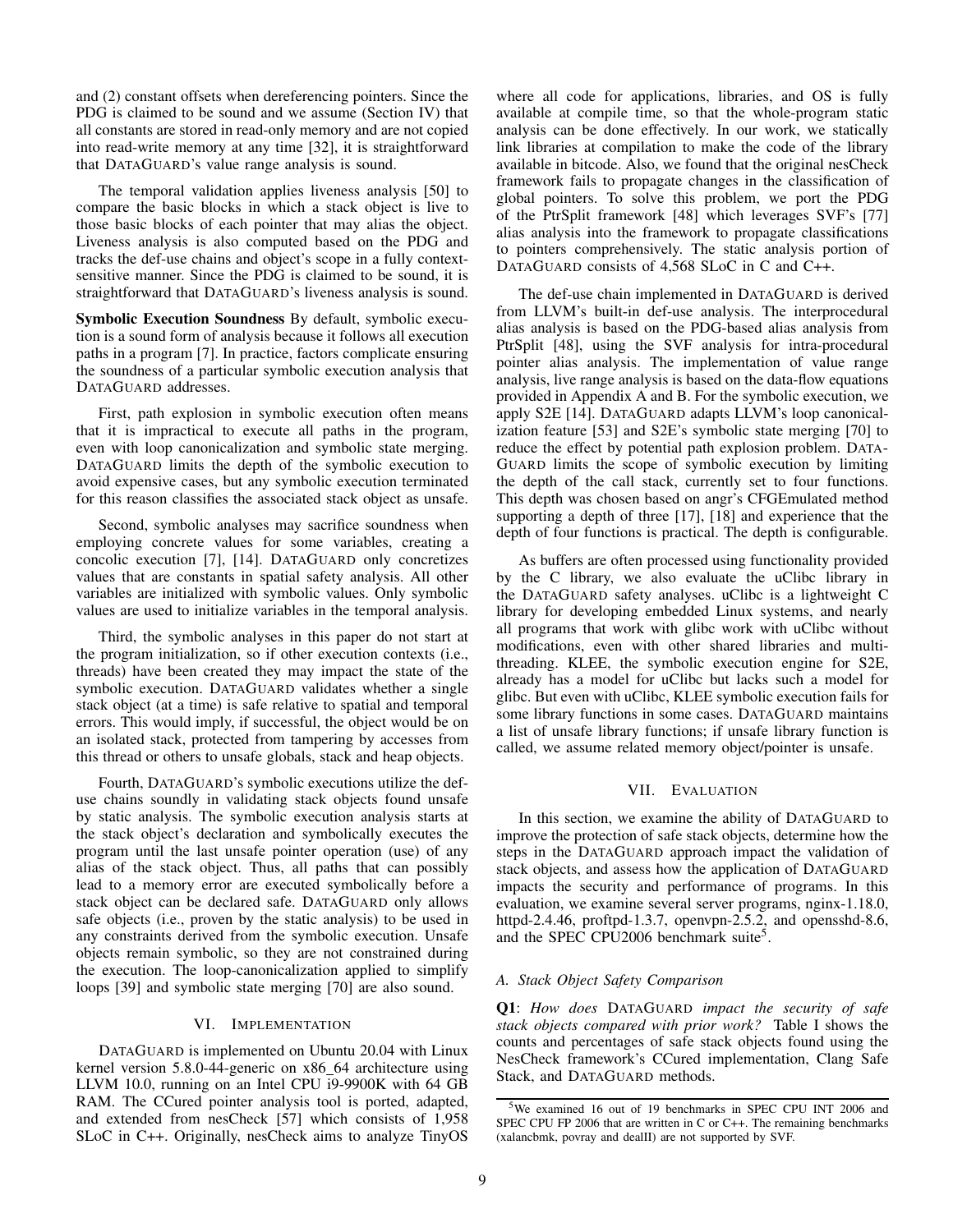and (2) constant offsets when dereferencing pointers. Since the PDG is claimed to be sound and we assume (Section IV) that all constants are stored in read-only memory and are not copied into read-write memory at any time [32], it is straightforward that DATAGUARD's value range analysis is sound.

The temporal validation applies liveness analysis [50] to compare the basic blocks in which a stack object is live to those basic blocks of each pointer that may alias the object. Liveness analysis is also computed based on the PDG and tracks the def-use chains and object's scope in a fully context-sensitive manner. Since the PDG is claimed to be sound, it is straightforward that DATAGUARD's liveness analysis is sound.

**Symbolic Execution Soundness** By default, symbolic execution is a sound form of analysis because it follows all execution paths in a program [7]. In practice, factors complicate ensuring the soundness of a particular symbolic execution analysis that DATAGUARD addresses.

First, path explosion in symbolic execution often means that it is impractical to execute all paths in the program, even with loop canonicalization and symbolic state merging. DATAGUARD limits the depth of the symbolic execution to avoid expensive cases, but any symbolic execution terminated for this reason classifies the associated stack object as unsafe.

Second, symbolic analyses may sacrifice soundness when employing concrete values for some variables, creating a concolic execution [7], [14]. DATAGUARD only concretizes values that are constants in spatial safety analysis. All other variables are initialized with symbolic values. Only symbolic values are used to initialize variables in the temporal analysis.

Third, the symbolic analyses in this paper do not start at the program initialization, so if other execution contexts (i.e., threads) have been created they may impact the state of the symbolic execution. DATAGUARD validates whether a single stack object (at a time) is safe relative to spatial and temporal errors. This would imply, if successful, the object would be on an isolated stack, protected from tampering by accesses from this thread or others to unsafe globals, stack and heap objects.

Fourth, DATAGUARD's symbolic executions utilize the def-use chains soundly in validating stack objects found unsafe by static analysis. The symbolic execution analysis starts at the stack object's declaration and symbolically executes the program until the last unsafe pointer operation (use) of any alias of the stack object. Thus, all paths that can possibly lead to a memory error are executed symbolically before a stack object can be declared safe. DATAGUARD only allows safe objects (i.e., proven by the static analysis) to be used in any constraints derived from the symbolic execution. Unsafe objects remain symbolic, so they are not constrained during the execution. The loop-canonicalization applied to simplify loops [39] and symbolic state merging [70] are also sound.

## VI. IMPLEMENTATION

DATAGUARD is implemented on Ubuntu 20.04 with Linux kernel version 5.8.0-44-generic on x86_64 architecture using LLVM 10.0, running on an Intel CPU i9-9900K with 64 GB RAM. The CCured pointer analysis tool is ported, adapted, and extended from nesCheck [57] which consists of 1,958 SLoC in C++. Originally, nesCheck aims to analyze TinyOS where all code for applications, libraries, and OS is fully available at compile time, so that the whole-program static analysis can be done effectively. In our work, we statically link libraries at compilation to make the code of the library available in bitcode. Also, we found that the original nesCheck framework fails to propagate changes in the classification of global pointers. To solve this problem, we port the PDG of the PtrSplit framework [48] which leverages SVF's [77] alias analysis into the framework to propagate classifications to pointers comprehensively. The static analysis portion of DATAGUARD consists of 4,568 SLoC in C and C++.

The def-use chain implemented in DATAGUARD is derived from LLVM's built-in def-use analysis. The interprocedural alias analysis is based on the PDG-based alias analysis from PtrSplit [48], using the SVF analysis for intra-procedural pointer alias analysis. The implementation of value range analysis, live range analysis is based on the data-flow equations provided in Appendix A and B. For the symbolic execution, we apply S2E [14]. DATAGUARD adapts LLVM's loop canonicalization feature [53] and S2E's symbolic state merging [70] to reduce the effect by potential path explosion problem. DATAGUARD limits the scope of symbolic execution by limiting the depth of the call stack, currently set to four functions. This depth was chosen based on angr's CFGEmulated method supporting a depth of three [17], [18] and experience that the depth of four functions is practical. The depth is configurable.

As buffers are often processed using functionality provided by the C library, we also evaluate the uClibc library in the DATAGUARD safety analyses. uClibc is a lightweight C library for developing embedded Linux systems, and nearly all programs that work with glibc work with uClibc without modifications, even with other shared libraries and multithreading. KLEE, the symbolic execution engine for S2E, already has a model for uClibc but lacks such a model for glibc. But even with uClibc, KLEE symbolic execution fails for some library functions in some cases. DATAGUARD maintains a list of unsafe library functions; if unsafe library function is called, we assume related memory object/pointer is unsafe.

## VII. EVALUATION

In this section, we examine the ability of DATAGUARD to improve the protection of safe stack objects, determine how the steps in the DATAGUARD approach impact the validation of stack objects, and assess how the application of DATAGUARD impacts the security and performance of programs. In this evaluation, we examine several server programs, nginx-1.18.0, httpd-2.4.46, proftpd-1.3.7, openvpn-2.5.2, and opensshd-8.6, and the SPEC CPU2006 benchmark suite[5].

### A. Stack Object Safety Comparison

**Q1**: *How does* DATAGUARD *impact the security of safe stack objects compared with prior work?* Table I shows the counts and percentages of safe stack objects found using the NesCheck framework's CCured implementation, Clang Safe Stack, and DATAGUARD methods.

[5]We examined 16 out of 19 benchmarks in SPEC CPU INT 2006 and SPEC CPU FP 2006 that are written in C or C++. The remaining benchmarks (xalancbmk, povray and dealII) are not supported by SVF.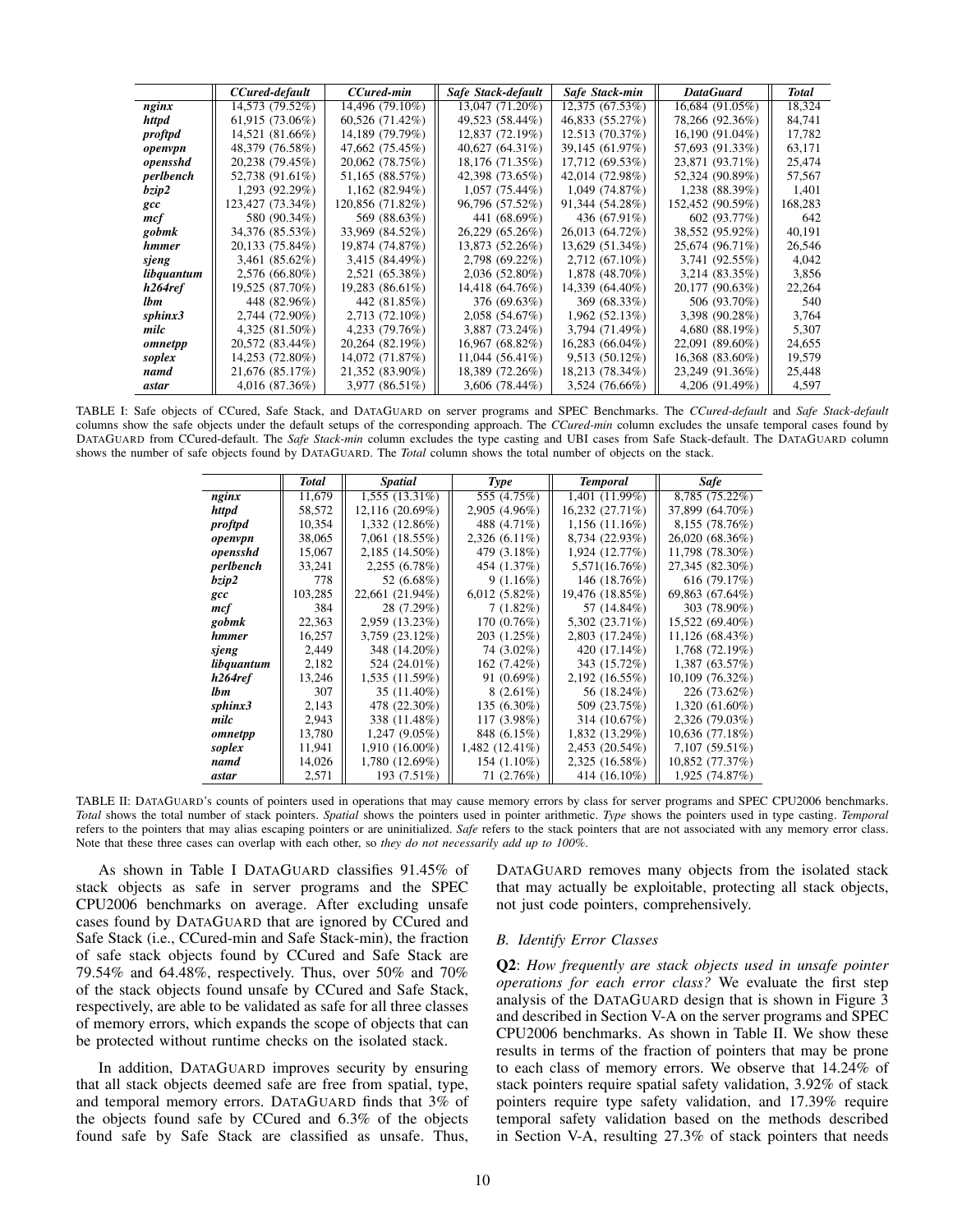| | *CCured-default* | *CCured-min* | *Safe Stack-default* | *Safe Stack-min* | *DataGuard* | *Total* |
|---|---|---|---|---|---|---|
| ***nginx*** | 14,573 (79.52%) | 14,496 (79.10%) | 13,047 (71.20%) | 12,375 (67.53%) | 16,684 (91.05%) | 18,324 |
| ***httpd*** | 61,915 (73.06%) | 60,526 (71.42%) | 49,523 (58.44%) | 46,833 (55.27%) | 78,266 (92.36%) | 84,741 |
| ***proftpd*** | 14,521 (81.66%) | 14,189 (79.79%) | 12,837 (72.19%) | 12.513 (70.37%) | 16,190 (91.04%) | 17,782 |
| ***openvpn*** | 48,379 (76.58%) | 47,662 (75.45%) | 40,627 (64.31%) | 39,145 (61.97%) | 57,693 (91.33%) | 63,171 |
| ***opensshd*** | 20,238 (79.45%) | 20,062 (78.75%) | 18,176 (71.35%) | 17,712 (69.53%) | 23,871 (93.71%) | 25,474 |
| ***perlbench*** | 52,738 (91.61%) | 51,165 (88.57%) | 42,398 (73.65%) | 42,014 (72.98%) | 52,324 (90.89%) | 57,567 |
| ***bzip2*** | 1,293 (92.29%) | 1,162 (82.94%) | 1,057 (75.44%) | 1,049 (74.87%) | 1,238 (88.39%) | 1,401 |
| ***gcc*** | 123,427 (73.34%) | 120,856 (71.82%) | 96,796 (57.52%) | 91,344 (54.28%) | 152,452 (90.59%) | 168,283 |
| ***mcf*** | 580 (90.34%) | 569 (88.63%) | 441 (68.69%) | 436 (67.91%) | 602 (93.77%) | 642 |
| ***gobmk*** | 34,376 (85.53%) | 33,969 (84.52%) | 26,229 (65.26%) | 26,013 (64.72%) | 38,552 (95.92%) | 40,191 |
| ***hmmer*** | 20,133 (75.84%) | 19,874 (74.87%) | 13,873 (52.26%) | 13,629 (51.34%) | 25,674 (96.71%) | 26,546 |
| ***sjeng*** | 3,461 (85.62%) | 3,415 (84.49%) | 2,798 (69.22%) | 2,712 (67.10%) | 3,741 (92.55%) | 4,042 |
| ***libquantum*** | 2,576 (66.80%) | 2,521 (65.38%) | 2,036 (52.80%) | 1,878 (48.70%) | 3,214 (83.35%) | 3,856 |
| ***h264ref*** | 19,525 (87.70%) | 19,283 (86.61%) | 14,418 (64.76%) | 14,339 (64.40%) | 20,177 (90.63%) | 22,264 |
| ***lbm*** | 448 (82.96%) | 442 (81.85%) | 376 (69.63%) | 369 (68.33%) | 506 (93.70%) | 540 |
| ***sphinx3*** | 2,744 (72.90%) | 2,713 (72.10%) | 2,058 (54.67%) | 1,962 (52.13%) | 3,398 (90.28%) | 3,764 |
| ***milc*** | 4,325 (81.50%) | 4,233 (79.76%) | 3,887 (73.24%) | 3,794 (71.49%) | 4,680 (88.19%) | 5,307 |
| ***omnetpp*** | 20,572 (83.44%) | 20,264 (82.19%) | 16,967 (68.82%) | 16,283 (66.04%) | 22,091 (89.60%) | 24,655 |
| ***soplex*** | 14,253 (72.80%) | 14,072 (71.87%) | 11,044 (56.41%) | 9,513 (50.12%) | 16,368 (83.60%) | 19,579 |
| ***namd*** | 21,676 (85.17%) | 21,352 (83.90%) | 18,389 (72.26%) | 18,213 (78.34%) | 23,249 (91.36%) | 25,448 |
| ***astar*** | 4,016 (87.36%) | 3,977 (86.51%) | 3,606 (78.44%) | 3,524 (76.66%) | 4,206 (91.49%) | 4,597 |

TABLE I: Safe objects of CCured, Safe Stack, and DataGuard on server programs and SPEC Benchmarks. The *CCured-default* and *Safe Stack-default* columns show the safe objects under the default setups of the corresponding approach. The *CCured-min* column excludes the unsafe temporal cases found by DataGuard from CCured-default. The *Safe Stack-min* column excludes the type casting and UBI cases from Safe Stack-default. The DataGuard column shows the number of safe objects found by DataGuard. The *Total* column shows the total number of objects on the stack.

| | *Total* | *Spatial* | *Type* | *Temporal* | *Safe* |
|---|---|---|---|---|---|
| ***nginx*** | 11,679 | 1,555 (13.31%) | 555 (4.75%) | 1,401 (11.99%) | 8,785 (75.22%) |
| ***httpd*** | 58,572 | 12,116 (20.69%) | 2,905 (4.96%) | 16,232 (27.71%) | 37,899 (64.70%) |
| ***proftpd*** | 10,354 | 1,332 (12.86%) | 488 (4.71%) | 1,156 (11.16%) | 8,155 (78.76%) |
| ***openvpn*** | 38,065 | 7,061 (18.55%) | 2,326 (6.11%) | 8,734 (22.93%) | 26,020 (68.36%) |
| ***opensshd*** | 15,067 | 2,185 (14.50%) | 479 (3.18%) | 1,924 (12.77%) | 11,798 (78.30%) |
| ***perlbench*** | 33,241 | 2,255 (6.78%) | 454 (1.37%) | 5,571(16.76%) | 27,345 (82.30%) |
| ***bzip2*** | 778 | 52 (6.68%) | 9 (1.16%) | 146 (18.76%) | 616 (79.17%) |
| ***gcc*** | 103,285 | 22,661 (21.94%) | 6,012 (5.82%) | 19,476 (18.85%) | 69,863 (67.64%) |
| ***mcf*** | 384 | 28 (7.29%) | 7 (1.82%) | 57 (14.84%) | 303 (78.90%) |
| ***gobmk*** | 22,363 | 2,959 (13.23%) | 170 (0.76%) | 5,302 (23.71%) | 15,522 (69.40%) |
| ***hmmer*** | 16,257 | 3,759 (23.12%) | 203 (1.25%) | 2,803 (17.24%) | 11,126 (68.43%) |
| ***sjeng*** | 2,449 | 348 (14.20%) | 74 (3.02%) | 420 (17.14%) | 1,768 (72.19%) |
| ***libquantum*** | 2,182 | 524 (24.01%) | 162 (7.42%) | 343 (15.72%) | 1,387 (63.57%) |
| ***h264ref*** | 13,246 | 1,535 (11.59%) | 91 (0.69%) | 2,192 (16.55%) | 10,109 (76.32%) |
| ***lbm*** | 307 | 35 (11.40%) | 8 (2.61%) | 56 (18.24%) | 226 (73.62%) |
| ***sphinx3*** | 2,143 | 478 (22.30%) | 135 (6.30%) | 509 (23.75%) | 1,320 (61.60%) |
| ***milc*** | 2,943 | 338 (11.48%) | 117 (3.98%) | 314 (10.67%) | 2,326 (79.03%) |
| ***omnetpp*** | 13,780 | 1,247 (9.05%) | 848 (6.15%) | 1,832 (13.29%) | 10,636 (77.18%) |
| ***soplex*** | 11,941 | 1,910 (16.00%) | 1,482 (12.41%) | 2,453 (20.54%) | 7,107 (59.51%) |
| ***namd*** | 14,026 | 1,780 (12.69%) | 154 (1.10%) | 2,325 (16.58%) | 10,852 (77.37%) |
| ***astar*** | 2,571 | 193 (7.51%) | 71 (2.76%) | 414 (16.10%) | 1,925 (74.87%) |

TABLE II: DataGuard's counts of pointers used in operations that may cause memory errors by class for server programs and SPEC CPU2006 benchmarks. *Total* shows the total number of stack pointers. *Spatial* shows the pointers used in pointer arithmetic. *Type* shows the pointers used in type casting. *Temporal* refers to the pointers that may alias escaping pointers or are uninitialized. *Safe* refers to the stack pointers that are not associated with any memory error class. Note that these three cases can overlap with each other, so *they do not necessarily add up to 100%*.

As shown in Table I DataGuard classifies 91.45% of stack objects as safe in server programs and the SPEC CPU2006 benchmarks on average. After excluding unsafe cases found by DataGuard that are ignored by CCured and Safe Stack (i.e., CCured-min and Safe Stack-min), the fraction of safe stack objects found by CCured and Safe Stack are 79.54% and 64.48%, respectively. Thus, over 50% and 70% of the stack objects found unsafe by CCured and Safe Stack, respectively, are able to be validated as safe for all three classes of memory errors, which expands the scope of objects that can be protected without runtime checks on the isolated stack.

In addition, DataGuard improves security by ensuring that all stack objects deemed safe are free from spatial, type, and temporal memory errors. DataGuard finds that 3% of the objects found safe by CCured and 6.3% of the objects found safe by Safe Stack are classified as unsafe. Thus, DataGuard removes many objects from the isolated stack that may actually be exploitable, protecting all stack objects, not just code pointers, comprehensively.

### *B. Identify Error Classes*

**Q2**: *How frequently are stack objects used in unsafe pointer operations for each error class?* We evaluate the first step analysis of the DataGuard design that is shown in Figure 3 and described in Section V-A on the server programs and SPEC CPU2006 benchmarks. As shown in Table II. We show these results in terms of the fraction of pointers that may be prone to each class of memory errors. We observe that 14.24% of stack pointers require spatial safety validation, 3.92% of stack pointers require type safety validation, and 17.39% require temporal safety validation based on the methods described in Section V-A, resulting 27.3% of stack pointers that needs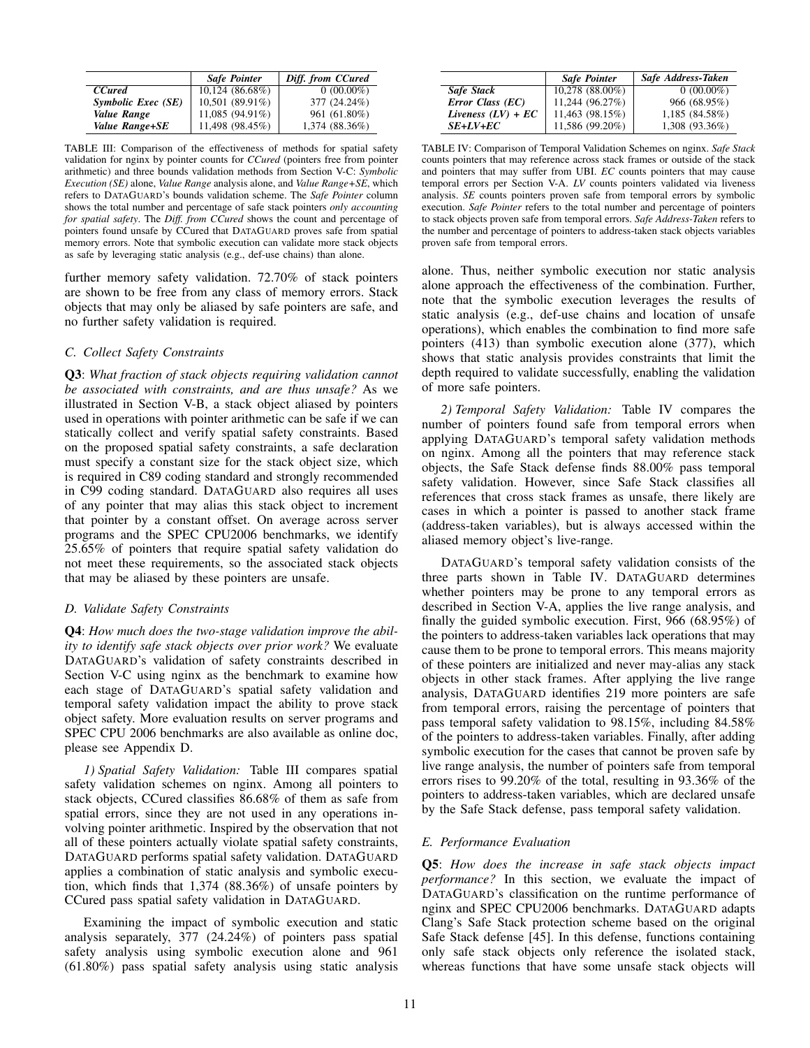| | *Safe Pointer* | *Diff. from CCured* |
|---|---|---|
| *CCured* | 10,124 (86.68%) | 0 (00.00%) |
| *Symbolic Exec (SE)* | 10,501 (89.91%) | 377 (24.24%) |
| *Value Range* | 11,085 (94.91%) | 961 (61.80%) |
| *Value Range+SE* | 11,498 (98.45%) | 1,374 (88.36%) |

TABLE III: Comparison of the effectiveness of methods for spatial safety validation for nginx by pointer counts for *CCured* (pointers free from pointer arithmetic) and three bounds validation methods from Section V-C: *Symbolic Execution (SE)* alone, *Value Range* analysis alone, and *Value Range+SE*, which refers to DATAGUARD's bounds validation scheme. The *Safe Pointer* column shows the total number and percentage of safe stack pointers *only accounting for spatial safety*. The *Diff. from CCured* shows the count and percentage of pointers found unsafe by CCured that DATAGUARD proves safe from spatial memory errors. Note that symbolic execution can validate more stack objects as safe by leveraging static analysis (e.g., def-use chains) than alone.

further memory safety validation. 72.70% of stack pointers are shown to be free from any class of memory errors. Stack objects that may only be aliased by safe pointers are safe, and no further safety validation is required.

### C. Collect Safety Constraints

**Q3**: *What fraction of stack objects requiring validation cannot be associated with constraints, and are thus unsafe?* As we illustrated in Section V-B, a stack object aliased by pointers used in operations with pointer arithmetic can be safe if we can statically collect and verify spatial safety constraints. Based on the proposed spatial safety constraints, a safe declaration must specify a constant size for the stack object size, which is required in C89 coding standard and strongly recommended in C99 coding standard. DATAGUARD also requires all uses of any pointer that may alias this stack object to increment that pointer by a constant offset. On average across server programs and the SPEC CPU2006 benchmarks, we identify 25.65% of pointers that require spatial safety validation do not meet these requirements, so the associated stack objects that may be aliased by these pointers are unsafe.

### D. Validate Safety Constraints

**Q4**: *How much does the two-stage validation improve the ability to identify safe stack objects over prior work?* We evaluate DATAGUARD's validation of safety constraints described in Section V-C using nginx as the benchmark to examine how each stage of DATAGUARD's spatial safety validation and temporal safety validation impact the ability to prove stack object safety. More evaluation results on server programs and SPEC CPU 2006 benchmarks are also available as online doc, please see Appendix D.

*1) Spatial Safety Validation:* Table III compares spatial safety validation schemes on nginx. Among all pointers to stack objects, CCured classifies 86.68% of them as safe from spatial errors, since they are not used in any operations involving pointer arithmetic. Inspired by the observation that not all of these pointers actually violate spatial safety constraints, DATAGUARD performs spatial safety validation. DATAGUARD applies a combination of static analysis and symbolic execution, which finds that 1,374 (88.36%) of unsafe pointers by CCured pass spatial safety validation in DATAGUARD.

Examining the impact of symbolic execution and static analysis separately, 377 (24.24%) of pointers pass spatial safety analysis using symbolic execution alone and 961 (61.80%) pass spatial safety analysis using static analysis alone. Thus, neither symbolic execution nor static analysis alone approach the effectiveness of the combination. Further, note that the symbolic execution leverages the results of static analysis (e.g., def-use chains and location of unsafe operations), which enables the combination to find more safe pointers (413) than symbolic execution alone (377), which shows that static analysis provides constraints that limit the depth required to validate successfully, enabling the validation of more safe pointers.

| | *Safe Pointer* | *Safe Address-Taken* |
|---|---|---|
| *Safe Stack* | 10,278 (88.00%) | 0 (00.00%) |
| *Error Class (EC)* | 11,244 (96.27%) | 966 (68.95%) |
| *Liveness (LV) + EC* | 11,463 (98.15%) | 1,185 (84.58%) |
| *SE+LV+EC* | 11,586 (99.20%) | 1,308 (93.36%) |

TABLE IV: Comparison of Temporal Validation Schemes on nginx. *Safe Stack* counts pointers that may reference across stack frames or outside of the stack and pointers that may suffer from UBI. *EC* counts pointers that may cause temporal errors per Section V-A. *LV* counts pointers validated via liveness analysis. *SE* counts pointers proven safe from temporal errors by symbolic execution. *Safe Pointer* refers to the total number and percentage of pointers to stack objects proven safe from temporal errors. *Safe Address-Taken* refers to the number and percentage of pointers to address-taken stack objects variables proven safe from temporal errors.

*2) Temporal Safety Validation:* Table IV compares the number of pointers found safe from temporal errors when applying DATAGUARD's temporal safety validation methods on nginx. Among all the pointers that may reference stack objects, the Safe Stack defense finds 88.00% pass temporal safety validation. However, since Safe Stack classifies all references that cross stack frames as unsafe, there likely are cases in which a pointer is passed to another stack frame (address-taken variables), but is always accessed within the aliased memory object's live-range.

DATAGUARD's temporal safety validation consists of the three parts shown in Table IV. DATAGUARD determines whether pointers may be prone to any temporal errors as described in Section V-A, applies the live range analysis, and finally the guided symbolic execution. First, 966 (68.95%) of the pointers to address-taken variables lack operations that may cause them to be prone to temporal errors. This means majority of these pointers are initialized and never may-alias any stack objects in other stack frames. After applying the live range analysis, DATAGUARD identifies 219 more pointers are safe from temporal errors, raising the percentage of pointers that pass temporal safety validation to 98.15%, including 84.58% of the pointers to address-taken variables. Finally, after adding symbolic execution for the cases that cannot be proven safe by live range analysis, the number of pointers safe from temporal errors rises to 99.20% of the total, resulting in 93.36% of the pointers to address-taken variables, which are declared unsafe by the Safe Stack defense, pass temporal safety validation.

### E. Performance Evaluation

**Q5**: *How does the increase in safe stack objects impact performance?* In this section, we evaluate the impact of DATAGUARD's classification on the runtime performance of nginx and SPEC CPU2006 benchmarks. DATAGUARD adapts Clang's Safe Stack protection scheme based on the original Safe Stack defense [45]. In this defense, functions containing only safe stack objects only reference the isolated stack, whereas functions that have some unsafe stack objects will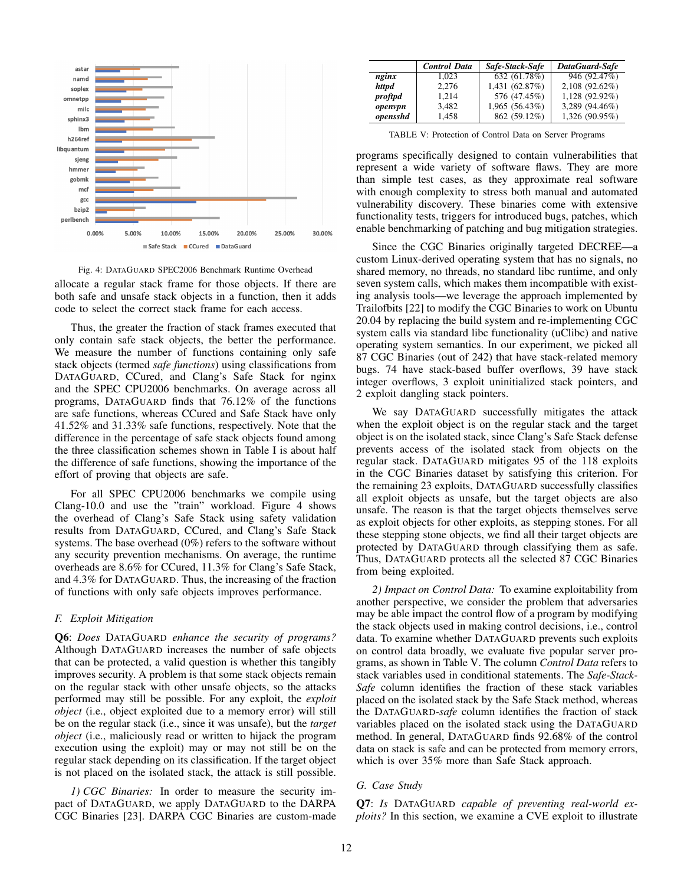Fig. 4: DATAGUARD SPEC2006 Benchmark Runtime Overhead

allocate a regular stack frame for those objects. If there are both safe and unsafe stack objects in a function, then it adds code to select the correct stack frame for each access.

Thus, the greater the fraction of stack frames executed that only contain safe stack objects, the better the performance. We measure the number of functions containing only safe stack objects (termed *safe functions*) using classifications from DATAGUARD, CCured, and Clang's Safe Stack for nginx and the SPEC CPU2006 benchmarks. On average across all programs, DATAGUARD finds that 76.12% of the functions are safe functions, whereas CCured and Safe Stack have only 41.52% and 31.33% safe functions, respectively. Note that the difference in the percentage of safe stack objects found among the three classification schemes shown in Table I is about half the difference of safe functions, showing the importance of the effort of proving that objects are safe.

For all SPEC CPU2006 benchmarks we compile using Clang-10.0 and use the "train" workload. Figure 4 shows the overhead of Clang's Safe Stack using safety validation results from DATAGUARD, CCured, and Clang's Safe Stack systems. The base overhead (0%) refers to the software without any security prevention mechanisms. On average, the runtime overheads are 8.6% for CCured, 11.3% for Clang's Safe Stack, and 4.3% for DATAGUARD. Thus, the increasing of the fraction of functions with only safe objects improves performance.

### F. Exploit Mitigation

**Q6**: *Does* DATAGUARD *enhance the security of programs?* Although DATAGUARD increases the number of safe objects that can be protected, a valid question is whether this tangibly improves security. A problem is that some stack objects remain on the regular stack with other unsafe objects, so the attacks performed may still be possible. For any exploit, the *exploit object* (i.e., object exploited due to a memory error) will still be on the regular stack (i.e., since it was unsafe), but the *target object* (i.e., maliciously read or written to hijack the program execution using the exploit) may or may not still be on the regular stack depending on its classification. If the target object is not placed on the isolated stack, the attack is still possible.

*1) CGC Binaries:* In order to measure the security impact of DATAGUARD, we apply DATAGUARD to the DARPA CGC Binaries [23]. DARPA CGC Binaries are custom-made programs specifically designed to contain vulnerabilities that represent a wide variety of software flaws. They are more than simple test cases, as they approximate real software with enough complexity to stress both manual and automated vulnerability discovery. These binaries come with extensive functionality tests, triggers for introduced bugs, patches, which enable benchmarking of patching and bug mitigation strategies.

Since the CGC Binaries originally targeted DECREE—a custom Linux-derived operating system that has no signals, no shared memory, no threads, no standard libc runtime, and only seven system calls, which makes them incompatible with existing analysis tools—we leverage the approach implemented by Trailofbits [22] to modify the CGC Binaries to work on Ubuntu 20.04 by replacing the build system and re-implementing CGC system calls via standard libc functionality (uClibc) and native operating system semantics. In our experiment, we picked all 87 CGC Binaries (out of 242) that have stack-related memory bugs. 74 have stack-based buffer overflows, 39 have stack integer overflows, 3 exploit uninitialized stack pointers, and 2 exploit dangling stack pointers.

We say DATAGUARD successfully mitigates the attack when the exploit object is on the regular stack and the target object is on the isolated stack, since Clang's Safe Stack defense prevents access of the isolated stack from objects on the regular stack. DATAGUARD mitigates 95 of the 118 exploits in the CGC Binaries dataset by satisfying this criterion. For the remaining 23 exploits, DATAGUARD successfully classifies all exploit objects as unsafe, but the target objects are also unsafe. The reason is that the target objects themselves serve as exploit objects for other exploits, as stepping stones. For all these stepping stone objects, we find all their target objects are protected by DATAGUARD through classifying them as safe. Thus, DATAGUARD protects all the selected 87 CGC Binaries from being exploited.

| | *Control Data* | *Safe-Stack-Safe* | *DataGuard-Safe* |
|---|---|---|---|
| ***nginx*** | 1,023 | 632 (61.78%) | 946 (92.47%) |
| ***httpd*** | 2,276 | 1,431 (62.87%) | 2,108 (92.62%) |
| ***proftpd*** | 1,214 | 576 (47.45%) | 1,128 (92.92%) |
| ***openvpn*** | 3,482 | 1,965 (56.43%) | 3,289 (94.46%) |
| ***opensshd*** | 1,458 | 862 (59.12%) | 1,326 (90.95%) |

TABLE V: Protection of Control Data on Server Programs

*2) Impact on Control Data:* To examine exploitability from another perspective, we consider the problem that adversaries may be able impact the control flow of a program by modifying the stack objects used in making control decisions, i.e., control data. To examine whether DATAGUARD prevents such exploits on control data broadly, we evaluate five popular server programs, as shown in Table V. The column *Control Data* refers to stack variables used in conditional statements. The *Safe-Stack-Safe* column identifies the fraction of these stack variables placed on the isolated stack by the Safe Stack method, whereas the DATAGUARD-*safe* column identifies the fraction of stack variables placed on the isolated stack using the DATAGUARD method. In general, DATAGUARD finds 92.68% of the control data on stack is safe and can be protected from memory errors, which is over 35% more than Safe Stack approach.

### G. Case Study

**Q7**: *Is* DATAGUARD *capable of preventing real-world exploits?* In this section, we examine a CVE exploit to illustrate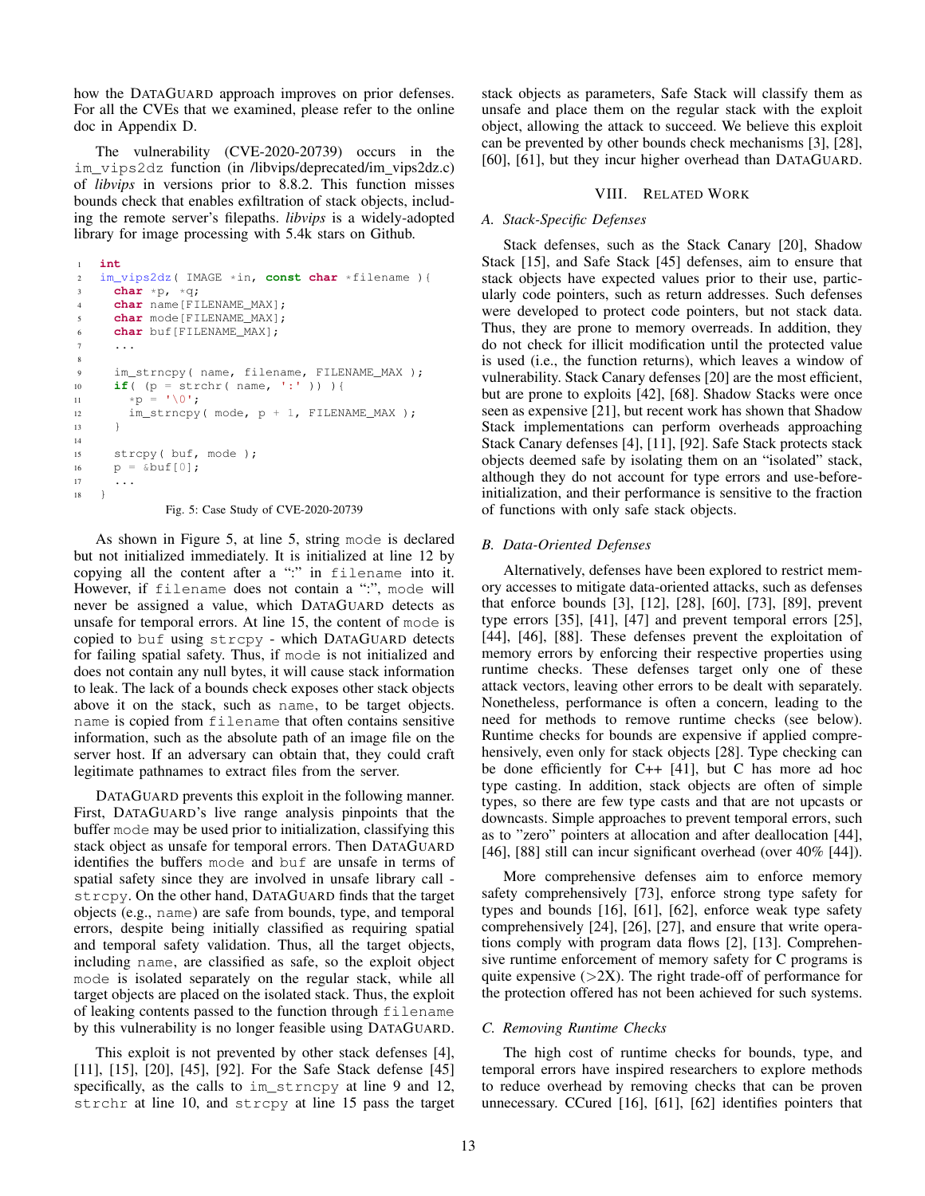how the DataGuard approach improves on prior defenses. For all the CVEs that we examined, please refer to the online doc in Appendix D.

The vulnerability (CVE-2020-20739) occurs in the `im_vips2dz` function (in /libvips/deprecated/im_vips2dz.c) of *libvips* in versions prior to 8.8.2. This function misses bounds check that enables exfiltration of stack objects, including the remote server's filepaths. *libvips* is a widely-adopted library for image processing with 5.4k stars on Github.

```
1  int
2  im_vips2dz( IMAGE *in, const char *filename ){
3    char *p, *q;
4    char name[FILENAME_MAX];
5    char mode[FILENAME_MAX];
6    char buf[FILENAME_MAX];
7    ...
8
9    im_strncpy( name, filename, FILENAME_MAX );
10   if( (p = strchr( name, ':' )) ){
11     *p = '\0';
12     im_strncpy( mode, p + 1, FILENAME_MAX );
13   }
14
15   strcpy( buf, mode );
16   p = &buf[0];
17   ...
18 }
```

Fig. 5: Case Study of CVE-2020-20739

As shown in Figure 5, at line 5, string `mode` is declared but not initialized immediately. It is initialized at line 12 by copying all the content after a ":" in `filename` into it. However, if `filename` does not contain a ":", `mode` will never be assigned a value, which DataGuard detects as unsafe for temporal errors. At line 15, the content of `mode` is copied to `buf` using `strcpy` - which DataGuard detects for failing spatial safety. Thus, if `mode` is not initialized and does not contain any null bytes, it will cause stack information to leak. The lack of a bounds check exposes other stack objects above it on the stack, such as `name`, to be target objects. `name` is copied from `filename` that often contains sensitive information, such as the absolute path of an image file on the server host. If an adversary can obtain that, they could craft legitimate pathnames to extract files from the server.

DataGuard prevents this exploit in the following manner. First, DataGuard's live range analysis pinpoints that the buffer `mode` may be used prior to initialization, classifying this stack object as unsafe for temporal errors. Then DataGuard identifies the buffers `mode` and `buf` are unsafe in terms of spatial safety since they are involved in unsafe library call - `strcpy`. On the other hand, DataGuard finds that the target objects (e.g., `name`) are safe from bounds, type, and temporal errors, despite being initially classified as requiring spatial and temporal safety validation. Thus, all the target objects, including `name`, are classified as safe, so the exploit object `mode` is isolated separately on the regular stack, while all target objects are placed on the isolated stack. Thus, the exploit of leaking contents passed to the function through `filename` by this vulnerability is no longer feasible using DataGuard.

This exploit is not prevented by other stack defenses [4], [11], [15], [20], [45], [92]. For the Safe Stack defense [45] specifically, as the calls to `im_strncpy` at line 9 and 12, `strchr` at line 10, and `strcpy` at line 15 pass the target stack objects as parameters, Safe Stack will classify them as unsafe and place them on the regular stack with the exploit object, allowing the attack to succeed. We believe this exploit can be prevented by other bounds check mechanisms [3], [28], [60], [61], but they incur higher overhead than DataGuard.

## VIII. Related Work

### A. Stack-Specific Defenses

Stack defenses, such as the Stack Canary [20], Shadow Stack [15], and Safe Stack [45] defenses, aim to ensure that stack objects have expected values prior to their use, particularly code pointers, such as return addresses. Such defenses were developed to protect code pointers, but not stack data. Thus, they are prone to memory overreads. In addition, they do not check for illicit modification until the protected value is used (i.e., the function returns), which leaves a window of vulnerability. Stack Canary defenses [20] are the most efficient, but are prone to exploits [42], [68]. Shadow Stacks were once seen as expensive [21], but recent work has shown that Shadow Stack implementations can perform overheads approaching Stack Canary defenses [4], [11], [92]. Safe Stack protects stack objects deemed safe by isolating them on an "isolated" stack, although they do not account for type errors and use-before-initialization, and their performance is sensitive to the fraction of functions with only safe stack objects.

### B. Data-Oriented Defenses

Alternatively, defenses have been explored to restrict memory accesses to mitigate data-oriented attacks, such as defenses that enforce bounds [3], [12], [28], [60], [73], [89], prevent type errors [35], [41], [47] and prevent temporal errors [25], [44], [46], [88]. These defenses prevent the exploitation of memory errors by enforcing their respective properties using runtime checks. These defenses target only one of these attack vectors, leaving other errors to be dealt with separately. Nonetheless, performance is often a concern, leading to the need for methods to remove runtime checks (see below). Runtime checks for bounds are expensive if applied comprehensively, even only for stack objects [28]. Type checking can be done efficiently for C++ [41], but C has more ad hoc type casting. In addition, stack objects are often of simple types, so there are few type casts and that are not upcasts or downcasts. Simple approaches to prevent temporal errors, such as to "zero" pointers at allocation and after deallocation [44], [46], [88] still can incur significant overhead (over 40% [44]).

More comprehensive defenses aim to enforce memory safety comprehensively [73], enforce strong type safety for types and bounds [16], [61], [62], enforce weak type safety comprehensively [24], [26], [27], and ensure that write operations comply with program data flows [2], [13]. Comprehensive runtime enforcement of memory safety for C programs is quite expensive (>2X). The right trade-off of performance for the protection offered has not been achieved for such systems.

### C. Removing Runtime Checks

The high cost of runtime checks for bounds, type, and temporal errors have inspired researchers to explore methods to reduce overhead by removing checks that can be proven unnecessary. CCured [16], [61], [62] identifies pointers that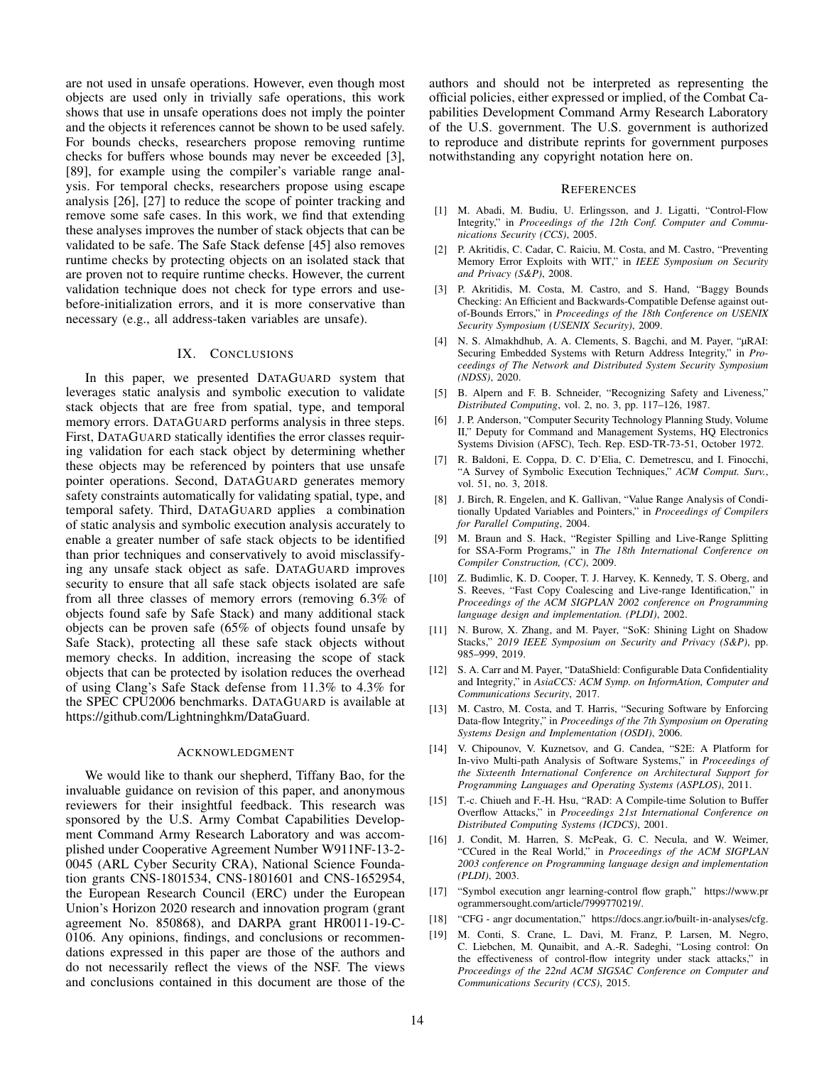are not used in unsafe operations. However, even though most objects are used only in trivially safe operations, this work shows that use in unsafe operations does not imply the pointer and the objects it references cannot be shown to be used safely. For bounds checks, researchers propose removing runtime checks for buffers whose bounds may never be exceeded [3], [89], for example using the compiler's variable range analysis. For temporal checks, researchers propose using escape analysis [26], [27] to reduce the scope of pointer tracking and remove some safe cases. In this work, we find that extending these analyses improves the number of stack objects that can be validated to be safe. The Safe Stack defense [45] also removes runtime checks by protecting objects on an isolated stack that are proven not to require runtime checks. However, the current validation technique does not check for type errors and use-before-initialization errors, and it is more conservative than necessary (e.g., all address-taken variables are unsafe).

## IX. Conclusions

In this paper, we presented DataGuard system that leverages static analysis and symbolic execution to validate stack objects that are free from spatial, type, and temporal memory errors. DataGuard performs analysis in three steps. First, DataGuard statically identifies the error classes requiring validation for each stack object by determining whether these objects may be referenced by pointers that use unsafe pointer operations. Second, DataGuard generates memory safety constraints automatically for validating spatial, type, and temporal safety. Third, DataGuard applies a combination of static analysis and symbolic execution analysis accurately to enable a greater number of safe stack objects to be identified than prior techniques and conservatively to avoid misclassifying any unsafe stack object as safe. DataGuard improves security to ensure that all safe stack objects isolated are safe from all three classes of memory errors (removing 6.3% of objects found safe by Safe Stack) and many additional stack objects can be proven safe (65% of objects found unsafe by Safe Stack), protecting all these safe stack objects without memory checks. In addition, increasing the scope of stack objects that can be protected by isolation reduces the overhead of using Clang's Safe Stack defense from 11.3% to 4.3% for the SPEC CPU2006 benchmarks. DataGuard is available at https://github.com/Lightninghkm/DataGuard.

## Acknowledgment

We would like to thank our shepherd, Tiffany Bao, for the invaluable guidance on revision of this paper, and anonymous reviewers for their insightful feedback. This research was sponsored by the U.S. Army Combat Capabilities Development Command Army Research Laboratory and was accomplished under Cooperative Agreement Number W911NF-13-2-0045 (ARL Cyber Security CRA), National Science Foundation grants CNS-1801534, CNS-1801601 and CNS-1652954, the European Research Council (ERC) under the European Union's Horizon 2020 research and innovation program (grant agreement No. 850868), and DARPA grant HR0011-19-C-0106. Any opinions, findings, and conclusions or recommendations expressed in this paper are those of the authors and do not necessarily reflect the views of the NSF. The views and conclusions contained in this document are those of the authors and should not be interpreted as representing the official policies, either expressed or implied, of the Combat Capabilities Development Command Army Research Laboratory of the U.S. government. The U.S. government is authorized to reproduce and distribute reprints for government purposes notwithstanding any copyright notation here on.

## References

[1] M. Abadi, M. Budiu, U. Erlingsson, and J. Ligatti, "Control-Flow Integrity," in *Proceedings of the 12th Conf. Computer and Communications Security (CCS)*, 2005.

[2] P. Akritidis, C. Cadar, C. Raiciu, M. Costa, and M. Castro, "Preventing Memory Error Exploits with WIT," in *IEEE Symposium on Security and Privacy (S&P)*, 2008.

[3] P. Akritidis, M. Costa, M. Castro, and S. Hand, "Baggy Bounds Checking: An Efficient and Backwards-Compatible Defense against out-of-Bounds Errors," in *Proceedings of the 18th Conference on USENIX Security Symposium (USENIX Security)*, 2009.

[4] N. S. Almakhdhub, A. A. Clements, S. Bagchi, and M. Payer, "μRAI: Securing Embedded Systems with Return Address Integrity," in *Proceedings of The Network and Distributed System Security Symposium (NDSS)*, 2020.

[5] B. Alpern and F. B. Schneider, "Recognizing Safety and Liveness," *Distributed Computing*, vol. 2, no. 3, pp. 117–126, 1987.

[6] J. P. Anderson, "Computer Security Technology Planning Study, Volume II," Deputy for Command and Management Systems, HQ Electronics Systems Division (AFSC), Tech. Rep. ESD-TR-73-51, October 1972.

[7] R. Baldoni, E. Coppa, D. C. D'Elia, C. Demetrescu, and I. Finocchi, "A Survey of Symbolic Execution Techniques," *ACM Comput. Surv.*, vol. 51, no. 3, 2018.

[8] J. Birch, R. Engelen, and K. Gallivan, "Value Range Analysis of Conditionally Updated Variables and Pointers," in *Proceedings of Compilers for Parallel Computing*, 2004.

[9] M. Braun and S. Hack, "Register Spilling and Live-Range Splitting for SSA-Form Programs," in *The 18th International Conference on Compiler Construction, (CC)*, 2009.

[10] Z. Budimlic, K. D. Cooper, T. J. Harvey, K. Kennedy, T. S. Oberg, and S. Reeves, "Fast Copy Coalescing and Live-range Identification," in *Proceedings of the ACM SIGPLAN 2002 conference on Programming language design and implementation. (PLDI)*, 2002.

[11] N. Burow, X. Zhang, and M. Payer, "SoK: Shining Light on Shadow Stacks," *2019 IEEE Symposium on Security and Privacy (S&P)*, pp. 985–999, 2019.

[12] S. A. Carr and M. Payer, "DataShield: Configurable Data Confidentiality and Integrity," in *AsiaCCS: ACM Symp. on InformAtion, Computer and Communications Security*, 2017.

[13] M. Castro, M. Costa, and T. Harris, "Securing Software by Enforcing Data-flow Integrity," in *Proceedings of the 7th Symposium on Operating Systems Design and Implementation (OSDI)*, 2006.

[14] V. Chipounov, V. Kuznetsov, and G. Candea, "S2E: A Platform for In-vivo Multi-path Analysis of Software Systems," in *Proceedings of the Sixteenth International Conference on Architectural Support for Programming Languages and Operating Systems (ASPLOS)*, 2011.

[15] T.-c. Chiueh and F.-H. Hsu, "RAD: A Compile-time Solution to Buffer Overflow Attacks," in *Proceedings 21st International Conference on Distributed Computing Systems (ICDCS)*, 2001.

[16] J. Condit, M. Harren, S. McPeak, G. C. Necula, and W. Weimer, "CCured in the Real World," in *Proceedings of the ACM SIGPLAN 2003 conference on Programming language design and implementation (PLDI)*, 2003.

[17] "Symbol execution angr learning-control flow graph," https://www.programmersought.com/article/7999770219/.

[18] "CFG - angr documentation," https://docs.angr.io/built-in-analyses/cfg.

[19] M. Conti, S. Crane, L. Davi, M. Franz, P. Larsen, M. Negro, C. Liebchen, M. Qunaibit, and A.-R. Sadeghi, "Losing control: On the effectiveness of control-flow integrity under stack attacks," in *Proceedings of the 22nd ACM SIGSAC Conference on Computer and Communications Security (CCS)*, 2015.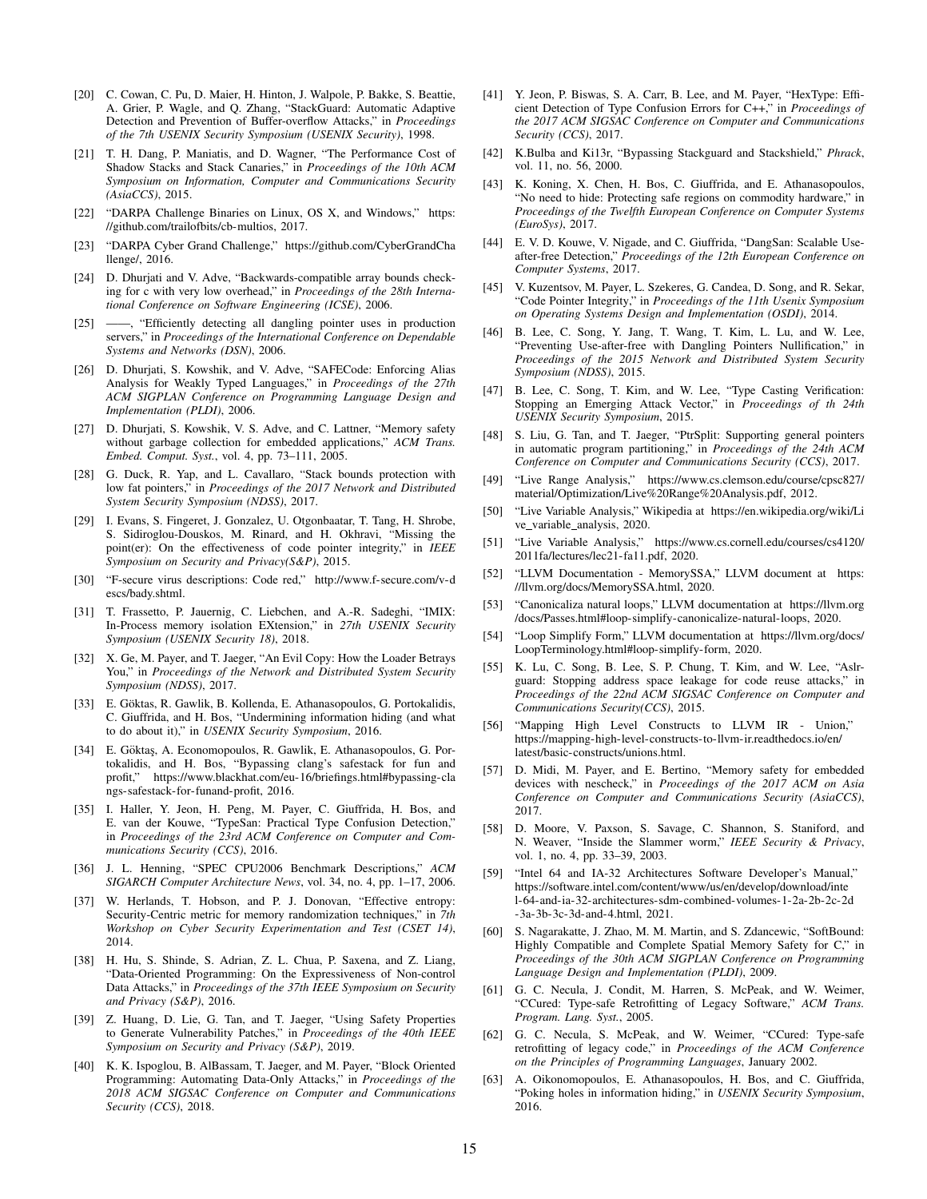[20] C. Cowan, C. Pu, D. Maier, H. Hinton, J. Walpole, P. Bakke, S. Beattie, A. Grier, P. Wagle, and Q. Zhang, "StackGuard: Automatic Adaptive Detection and Prevention of Buffer-overflow Attacks," in *Proceedings of the 7th USENIX Security Symposium (USENIX Security)*, 1998.

[21] T. H. Dang, P. Maniatis, and D. Wagner, "The Performance Cost of Shadow Stacks and Stack Canaries," in *Proceedings of the 10th ACM Symposium on Information, Computer and Communications Security (AsiaCCS)*, 2015.

[22] "DARPA Challenge Binaries on Linux, OS X, and Windows," https://github.com/trailofbits/cb-multios, 2017.

[23] "DARPA Cyber Grand Challenge," https://github.com/CyberGrandChallenge/, 2016.

[24] D. Dhurjati and V. Adve, "Backwards-compatible array bounds checking for c with very low overhead," in *Proceedings of the 28th International Conference on Software Engineering (ICSE)*, 2006.

[25] ——, "Efficiently detecting all dangling pointer uses in production servers," in *Proceedings of the International Conference on Dependable Systems and Networks (DSN)*, 2006.

[26] D. Dhurjati, S. Kowshik, and V. Adve, "SAFECode: Enforcing Alias Analysis for Weakly Typed Languages," in *Proceedings of the 27th ACM SIGPLAN Conference on Programming Language Design and Implementation (PLDI)*, 2006.

[27] D. Dhurjati, S. Kowshik, V. S. Adve, and C. Lattner, "Memory safety without garbage collection for embedded applications," *ACM Trans. Embed. Comput. Syst.*, vol. 4, pp. 73–111, 2005.

[28] G. Duck, R. Yap, and L. Cavallaro, "Stack bounds protection with low fat pointers," in *Proceedings of the 2017 Network and Distributed System Security Symposium (NDSS)*, 2017.

[29] I. Evans, S. Fingeret, J. Gonzalez, U. Otgonbaatar, T. Tang, H. Shrobe, S. Sidiroglou-Douskos, M. Rinard, and H. Okhravi, "Missing the point(er): On the effectiveness of code pointer integrity," in *IEEE Symposium on Security and Privacy(S&P)*, 2015.

[30] "F-secure virus descriptions: Code red," http://www.f-secure.com/v-descs/bady.shtml.

[31] T. Frassetto, P. Jauernig, C. Liebchen, and A.-R. Sadeghi, "IMIX: In-Process memory isolation EXtension," in *27th USENIX Security Symposium (USENIX Security 18)*, 2018.

[32] X. Ge, M. Payer, and T. Jaeger, "An Evil Copy: How the Loader Betrays You," in *Proceedings of the Network and Distributed System Security Symposium (NDSS)*, 2017.

[33] E. Göktas, R. Gawlik, B. Kollenda, E. Athanasopoulos, G. Portokalidis, C. Giuffrida, and H. Bos, "Undermining information hiding (and what to do about it)," in *USENIX Security Symposium*, 2016.

[34] E. Göktaş, A. Economopoulos, R. Gawlik, E. Athanasopoulos, G. Portokalidis, and H. Bos, "Bypassing clang's safestack for fun and profit," https://www.blackhat.com/eu-16/briefings.html#bypassing-clangs-safestack-for-funand-profit, 2016.

[35] I. Haller, Y. Jeon, H. Peng, M. Payer, C. Giuffrida, H. Bos, and E. van der Kouwe, "TypeSan: Practical Type Confusion Detection," in *Proceedings of the 23rd ACM Conference on Computer and Communications Security (CCS)*, 2016.

[36] J. L. Henning, "SPEC CPU2006 Benchmark Descriptions," *ACM SIGARCH Computer Architecture News*, vol. 34, no. 4, pp. 1–17, 2006.

[37] W. Herlands, T. Hobson, and P. J. Donovan, "Effective entropy: Security-Centric metric for memory randomization techniques," in *7th Workshop on Cyber Security Experimentation and Test (CSET 14)*, 2014.

[38] H. Hu, S. Shinde, S. Adrian, Z. L. Chua, P. Saxena, and Z. Liang, "Data-Oriented Programming: On the Expressiveness of Non-control Data Attacks," in *Proceedings of the 37th IEEE Symposium on Security and Privacy (S&P)*, 2016.

[39] Z. Huang, D. Lie, G. Tan, and T. Jaeger, "Using Safety Properties to Generate Vulnerability Patches," in *Proceedings of the 40th IEEE Symposium on Security and Privacy (S&P)*, 2019.

[40] K. K. Ispoglou, B. AlBassam, T. Jaeger, and M. Payer, "Block Oriented Programming: Automating Data-Only Attacks," in *Proceedings of the 2018 ACM SIGSAC Conference on Computer and Communications Security (CCS)*, 2018.

[41] Y. Jeon, P. Biswas, S. A. Carr, B. Lee, and M. Payer, "HexType: Efficient Detection of Type Confusion Errors for C++," in *Proceedings of the 2017 ACM SIGSAC Conference on Computer and Communications Security (CCS)*, 2017.

[42] K.Bulba and Ki13r, "Bypassing Stackguard and Stackshield," *Phrack*, vol. 11, no. 56, 2000.

[43] K. Koning, X. Chen, H. Bos, C. Giuffrida, and E. Athanasopoulos, "No need to hide: Protecting safe regions on commodity hardware," in *Proceedings of the Twelfth European Conference on Computer Systems (EuroSys)*, 2017.

[44] E. V. D. Kouwe, V. Nigade, and C. Giuffrida, "DangSan: Scalable Use-after-free Detection," *Proceedings of the 12th European Conference on Computer Systems*, 2017.

[45] V. Kuzentsov, M. Payer, L. Szekeres, G. Candea, D. Song, and R. Sekar, "Code Pointer Integrity," in *Proceedings of the 11th Usenix Symposium on Operating Systems Design and Implementation (OSDI)*, 2014.

[46] B. Lee, C. Song, Y. Jang, T. Wang, T. Kim, L. Lu, and W. Lee, "Preventing Use-after-free with Dangling Pointers Nullification," in *Proceedings of the 2015 Network and Distributed System Security Symposium (NDSS)*, 2015.

[47] B. Lee, C. Song, T. Kim, and W. Lee, "Type Casting Verification: Stopping an Emerging Attack Vector," in *Proceedings of th 24th USENIX Security Symposium*, 2015.

[48] S. Liu, G. Tan, and T. Jaeger, "PtrSplit: Supporting general pointers in automatic program partitioning," in *Proceedings of the 24th ACM Conference on Computer and Communications Security (CCS)*, 2017.

[49] "Live Range Analysis," https://www.cs.clemson.edu/course/cpsc827/material/Optimization/Live%20Range%20Analysis.pdf, 2012.

[50] "Live Variable Analysis," Wikipedia at https://en.wikipedia.org/wiki/Live_variable_analysis, 2020.

[51] "Live Variable Analysis," https://www.cs.cornell.edu/courses/cs4120/2011fa/lectures/lec21-fa11.pdf, 2020.

[52] "LLVM Documentation - MemorySSA," LLVM document at https://llvm.org/docs/MemorySSA.html, 2020.

[53] "Canonicaliza natural loops," LLVM documentation at https://llvm.org/docs/Passes.html#loop-simplify-canonicalize-natural-loops, 2020.

[54] "Loop Simplify Form," LLVM documentation at https://llvm.org/docs/LoopTerminology.html#loop-simplify-form, 2020.

[55] K. Lu, C. Song, B. Lee, S. P. Chung, T. Kim, and W. Lee, "Aslr-guard: Stopping address space leakage for code reuse attacks," in *Proceedings of the 22nd ACM SIGSAC Conference on Computer and Communications Security(CCS)*, 2015.

[56] "Mapping High Level Constructs to LLVM IR - Union," https://mapping-high-level-constructs-to-llvm-ir.readthedocs.io/en/latest/basic-constructs/unions.html.

[57] D. Midi, M. Payer, and E. Bertino, "Memory safety for embedded devices with nescheck," in *Proceedings of the 2017 ACM on Asia Conference on Computer and Communications Security (AsiaCCS)*, 2017.

[58] D. Moore, V. Paxson, S. Savage, C. Shannon, S. Staniford, and N. Weaver, "Inside the Slammer worm," *IEEE Security & Privacy*, vol. 1, no. 4, pp. 33–39, 2003.

[59] "Intel 64 and IA-32 Architectures Software Developer's Manual," https://software.intel.com/content/www/us/en/develop/download/intel-64-and-ia-32-architectures-sdm-combined-volumes-1-2a-2b-2c-2d-3a-3b-3c-3d-and-4.html, 2021.

[60] S. Nagarakatte, J. Zhao, M. M. Martin, and S. Zdancewic, "SoftBound: Highly Compatible and Complete Spatial Memory Safety for C," in *Proceedings of the 30th ACM SIGPLAN Conference on Programming Language Design and Implementation (PLDI)*, 2009.

[61] G. C. Necula, J. Condit, M. Harren, S. McPeak, and W. Weimer, "CCured: Type-safe Retrofitting of Legacy Software," *ACM Trans. Program. Lang. Syst.*, 2005.

[62] G. C. Necula, S. McPeak, and W. Weimer, "CCured: Type-safe retrofitting of legacy code," in *Proceedings of the ACM Conference on the Principles of Programming Languages*, January 2002.

[63] A. Oikonomopoulos, E. Athanasopoulos, H. Bos, and C. Giuffrida, "Poking holes in information hiding," in *USENIX Security Symposium*, 2016.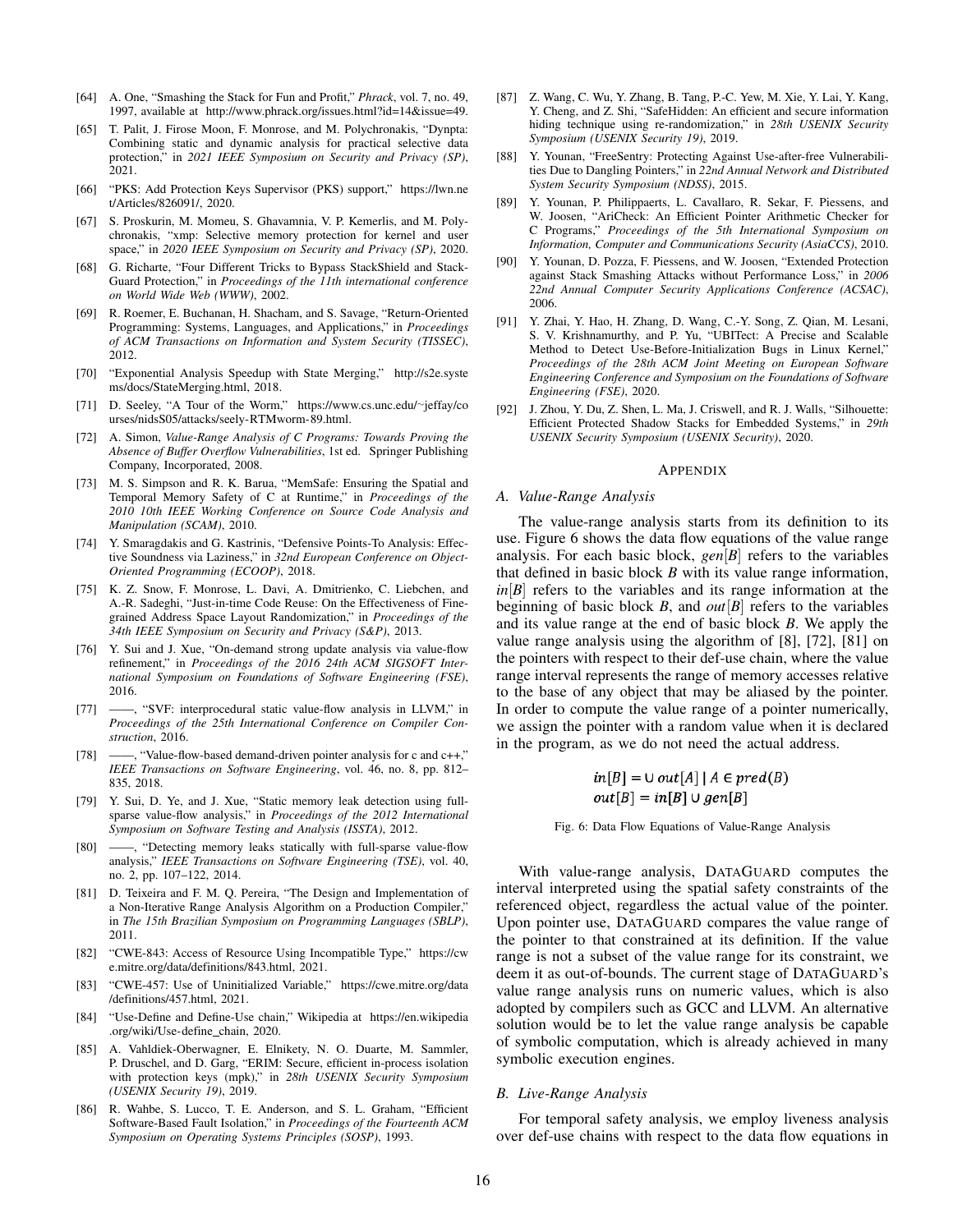[64] A. One, "Smashing the Stack for Fun and Profit," *Phrack*, vol. 7, no. 49, 1997, available at http://www.phrack.org/issues.html?id=14&issue=49.

[65] T. Palit, J. Firose Moon, F. Monrose, and M. Polychronakis, "Dynpta: Combining static and dynamic analysis for practical selective data protection," in *2021 IEEE Symposium on Security and Privacy (SP)*, 2021.

[66] "PKS: Add Protection Keys Supervisor (PKS) support," https://lwn.net/Articles/826091/, 2020.

[67] S. Proskurin, M. Momeu, S. Ghavamnia, V. P. Kemerlis, and M. Polychronakis, "xmp: Selective memory protection for kernel and user space," in *2020 IEEE Symposium on Security and Privacy (SP)*, 2020.

[68] G. Richarte, "Four Different Tricks to Bypass StackShield and StackGuard Protection," in *Proceedings of the 11th international conference on World Wide Web (WWW)*, 2002.

[69] R. Roemer, E. Buchanan, H. Shacham, and S. Savage, "Return-Oriented Programming: Systems, Languages, and Applications," in *Proceedings of ACM Transactions on Information and System Security (TISSEC)*, 2012.

[70] "Exponential Analysis Speedup with State Merging," http://s2e.systems/docs/StateMerging.html, 2018.

[71] D. Seeley, "A Tour of the Worm," https://www.cs.unc.edu/~jeffay/courses/nidsS05/attacks/seely-RTMworm-89.html.

[72] A. Simon, *Value-Range Analysis of C Programs: Towards Proving the Absence of Buffer Overflow Vulnerabilities*, 1st ed. Springer Publishing Company, Incorporated, 2008.

[73] M. S. Simpson and R. K. Barua, "MemSafe: Ensuring the Spatial and Temporal Memory Safety of C at Runtime," in *Proceedings of the 2010 10th IEEE Working Conference on Source Code Analysis and Manipulation (SCAM)*, 2010.

[74] Y. Smaragdakis and G. Kastrinis, "Defensive Points-To Analysis: Effective Soundness via Laziness," in *32nd European Conference on Object-Oriented Programming (ECOOP)*, 2018.

[75] K. Z. Snow, F. Monrose, L. Davi, A. Dmitrienko, C. Liebchen, and A.-R. Sadeghi, "Just-in-time Code Reuse: On the Effectiveness of Fine-grained Address Space Layout Randomization," in *Proceedings of the 34th IEEE Symposium on Security and Privacy (S&P)*, 2013.

[76] Y. Sui and J. Xue, "On-demand strong update analysis via value-flow refinement," in *Proceedings of the 2016 24th ACM SIGSOFT International Symposium on Foundations of Software Engineering (FSE)*, 2016.

[77] ——, "SVF: interprocedural static value-flow analysis in LLVM," in *Proceedings of the 25th International Conference on Compiler Construction*, 2016.

[78] ——, "Value-flow-based demand-driven pointer analysis for c and c++," *IEEE Transactions on Software Engineering*, vol. 46, no. 8, pp. 812–835, 2018.

[79] Y. Sui, D. Ye, and J. Xue, "Static memory leak detection using full-sparse value-flow analysis," in *Proceedings of the 2012 International Symposium on Software Testing and Analysis (ISSTA)*, 2012.

[80] ——, "Detecting memory leaks statically with full-sparse value-flow analysis," *IEEE Transactions on Software Engineering (TSE)*, vol. 40, no. 2, pp. 107–122, 2014.

[81] D. Teixeira and F. M. Q. Pereira, "The Design and Implementation of a Non-Iterative Range Analysis Algorithm on a Production Compiler," in *The 15th Brazilian Symposium on Programming Languages (SBLP)*, 2011.

[82] "CWE-843: Access of Resource Using Incompatible Type," https://cwe.mitre.org/data/definitions/843.html, 2021.

[83] "CWE-457: Use of Uninitialized Variable," https://cwe.mitre.org/data/definitions/457.html, 2021.

[84] "Use-Define and Define-Use chain," Wikipedia at https://en.wikipedia.org/wiki/Use-define_chain, 2020.

[85] A. Vahldiek-Oberwagner, E. Elnikety, N. O. Duarte, M. Sammler, P. Druschel, and D. Garg, "ERIM: Secure, efficient in-process isolation with protection keys (mpk)," in *28th USENIX Security Symposium (USENIX Security 19)*, 2019.

[86] R. Wahbe, S. Lucco, T. E. Anderson, and S. L. Graham, "Efficient Software-Based Fault Isolation," in *Proceedings of the Fourteenth ACM Symposium on Operating Systems Principles (SOSP)*, 1993.

[87] Z. Wang, C. Wu, Y. Zhang, B. Tang, P.-C. Yew, M. Xie, Y. Lai, Y. Kang, Y. Cheng, and Z. Shi, "SafeHidden: An efficient and secure information hiding technique using re-randomization," in *28th USENIX Security Symposium (USENIX Security 19)*, 2019.

[88] Y. Younan, "FreeSentry: Protecting Against Use-after-free Vulnerabilities Due to Dangling Pointers," in *22nd Annual Network and Distributed System Security Symposium (NDSS)*, 2015.

[89] Y. Younan, P. Philippaerts, L. Cavallaro, R. Sekar, F. Piessens, and W. Joosen, "AriCheck: An Efficient Pointer Arithmetic Checker for C Programs," *Proceedings of the 5th International Symposium on Information, Computer and Communications Security (AsiaCCS)*, 2010.

[90] Y. Younan, D. Pozza, F. Piessens, and W. Joosen, "Extended Protection against Stack Smashing Attacks without Performance Loss," in *2006 22nd Annual Computer Security Applications Conference (ACSAC)*, 2006.

[91] Y. Zhai, Y. Hao, H. Zhang, D. Wang, C.-Y. Song, Z. Qian, M. Lesani, S. V. Krishnamurthy, and P. Yu, "UBITect: A Precise and Scalable Method to Detect Use-Before-Initialization Bugs in Linux Kernel," *Proceedings of the 28th ACM Joint Meeting on European Software Engineering Conference and Symposium on the Foundations of Software Engineering (FSE)*, 2020.

[92] J. Zhou, Y. Du, Z. Shen, L. Ma, J. Criswell, and R. J. Walls, "Silhouette: Efficient Protected Shadow Stacks for Embedded Systems," in *29th USENIX Security Symposium (USENIX Security)*, 2020.

## Appendix

### A. Value-Range Analysis

The value-range analysis starts from its definition to its use. Figure 6 shows the data flow equations of the value range analysis. For each basic block, $gen[B]$ refers to the variables that defined in basic block $B$ with its value range information, $in[B]$ refers to the variables and its range information at the beginning of basic block $B$, and $out[B]$ refers to the variables and its value range at the end of basic block $B$. We apply the value range analysis using the algorithm of [8], [72], [81] on the pointers with respect to their def-use chain, where the value range interval represents the range of memory accesses relative to the base of any object that may be aliased by the pointer. In order to compute the value range of a pointer numerically, we assign the pointer with a random value when it is declared in the program, as we do not need the actual address.

$$in[B] = \cup\, out[A] \mid A \in pred(B)$$
$$out[B] = in[B] \cup gen[B]$$

Fig. 6: Data Flow Equations of Value-Range Analysis

With value-range analysis, DataGuard computes the interval interpreted using the spatial safety constraints of the referenced object, regardless the actual value of the pointer. Upon pointer use, DataGuard compares the value range of the pointer to that constrained at its definition. If the value range is not a subset of the value range for its constraint, we deem it as out-of-bounds. The current stage of DataGuard's value range analysis runs on numeric values, which is also adopted by compilers such as GCC and LLVM. An alternative solution would be to let the value range analysis be capable of symbolic computation, which is already achieved in many symbolic execution engines.

### B. Live-Range Analysis

For temporal safety analysis, we employ liveness analysis over def-use chains with respect to the data flow equations in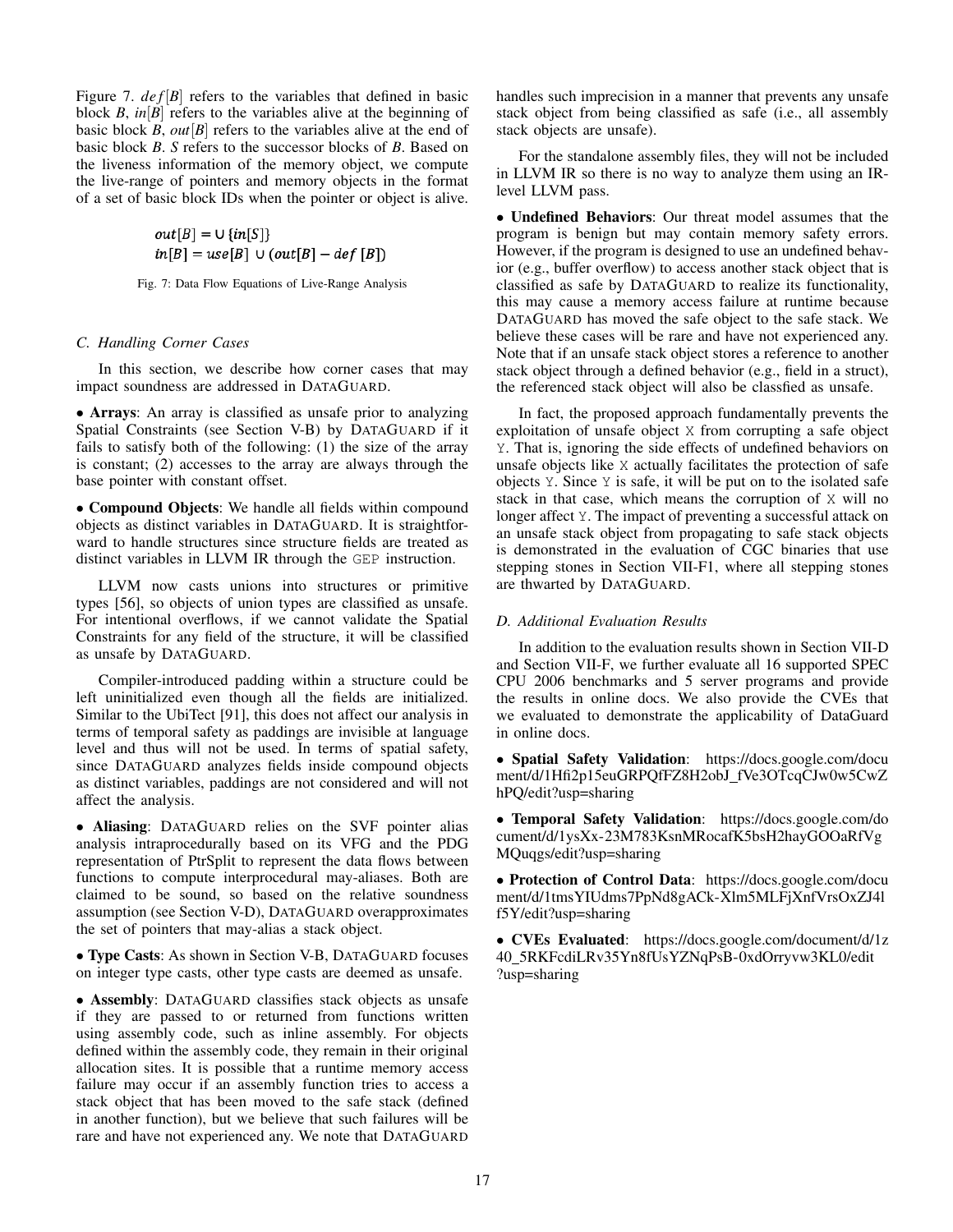Figure 7. $def[B]$ refers to the variables that defined in basic block $B$, $in[B]$ refers to the variables alive at the beginning of basic block $B$, $out[B]$ refers to the variables alive at the end of basic block $B$. $S$ refers to the successor blocks of $B$. Based on the liveness information of the memory object, we compute the live-range of pointers and memory objects in the format of a set of basic block IDs when the pointer or object is alive.

$$out[B] = \cup \{in[S]\}$$
$$in[B] = use[B] \cup (out[B] - def[B])$$

Fig. 7: Data Flow Equations of Live-Range Analysis

### C. Handling Corner Cases

In this section, we describe how corner cases that may impact soundness are addressed in DATAGUARD.

• **Arrays**: An array is classified as unsafe prior to analyzing Spatial Constraints (see Section V-B) by DATAGUARD if it fails to satisfy both of the following: (1) the size of the array is constant; (2) accesses to the array are always through the base pointer with constant offset.

• **Compound Objects**: We handle all fields within compound objects as distinct variables in DATAGUARD. It is straightforward to handle structures since structure fields are treated as distinct variables in LLVM IR through the `GEP` instruction.

LLVM now casts unions into structures or primitive types [56], so objects of union types are classified as unsafe. For intentional overflows, if we cannot validate the Spatial Constraints for any field of the structure, it will be classified as unsafe by DATAGUARD.

Compiler-introduced padding within a structure could be left uninitialized even though all the fields are initialized. Similar to the UbiTect [91], this does not affect our analysis in terms of temporal safety as paddings are invisible at language level and thus will not be used. In terms of spatial safety, since DATAGUARD analyzes fields inside compound objects as distinct variables, paddings are not considered and will not affect the analysis.

• **Aliasing**: DATAGUARD relies on the SVF pointer alias analysis intraprocedurally based on its VFG and the PDG representation of PtrSplit to represent the data flows between functions to compute interprocedural may-aliases. Both are claimed to be sound, so based on the relative soundness assumption (see Section V-D), DATAGUARD overapproximates the set of pointers that may-alias a stack object.

• **Type Casts**: As shown in Section V-B, DATAGUARD focuses on integer type casts, other type casts are deemed as unsafe.

• **Assembly**: DATAGUARD classifies stack objects as unsafe if they are passed to or returned from functions written using assembly code, such as inline assembly. For objects defined within the assembly code, they remain in their original allocation sites. It is possible that a runtime memory access failure may occur if an assembly function tries to access a stack object that has been moved to the safe stack (defined in another function), but we believe that such failures will be rare and have not experienced any. We note that DATAGUARD handles such imprecision in a manner that prevents any unsafe stack object from being classified as safe (i.e., all assembly stack objects are unsafe).

For the standalone assembly files, they will not be included in LLVM IR so there is no way to analyze them using an IR-level LLVM pass.

• **Undefined Behaviors**: Our threat model assumes that the program is benign but may contain memory safety errors. However, if the program is designed to use an undefined behavior (e.g., buffer overflow) to access another stack object that is classified as safe by DATAGUARD to realize its functionality, this may cause a memory access failure at runtime because DATAGUARD has moved the safe object to the safe stack. We believe these cases will be rare and have not experienced any. Note that if an unsafe stack object stores a reference to another stack object through a defined behavior (e.g., field in a struct), the referenced stack object will also be classfied as unsafe.

In fact, the proposed approach fundamentally prevents the exploitation of unsafe object `X` from corrupting a safe object `Y`. That is, ignoring the side effects of undefined behaviors on unsafe objects like `X` actually facilitates the protection of safe objects `Y`. Since `Y` is safe, it will be put on to the isolated safe stack in that case, which means the corruption of `X` will no longer affect `Y`. The impact of preventing a successful attack on an unsafe stack object from propagating to safe stack objects is demonstrated in the evaluation of CGC binaries that use stepping stones in Section VII-F1, where all stepping stones are thwarted by DATAGUARD.

### D. Additional Evaluation Results

In addition to the evaluation results shown in Section VII-D and Section VII-F, we further evaluate all 16 supported SPEC CPU 2006 benchmarks and 5 server programs and provide the results in online docs. We also provide the CVEs that we evaluated to demonstrate the applicability of DataGuard in online docs.

• **Spatial Safety Validation**: https://docs.google.com/document/d/1Hfi2p15euGRPQfFZ8H2obJ_fVe3OTcqCJw0w5CwZhPQ/edit?usp=sharing

• **Temporal Safety Validation**: https://docs.google.com/document/d/1ysXx-23M783KsnMRocafK5bsH2hayGOOaRfVgMQuqgs/edit?usp=sharing

• **Protection of Control Data**: https://docs.google.com/document/d/1tmsYIUdms7PpNd8gACk-Xlm5MLFjXnfVrsOxZJ4lf5Y/edit?usp=sharing

• **CVEs Evaluated**: https://docs.google.com/document/d/1z40_5RKFcdiLRv35Yn8fUsYZNqPsB-0xdOrryvw3KL0/edit?usp=sharing